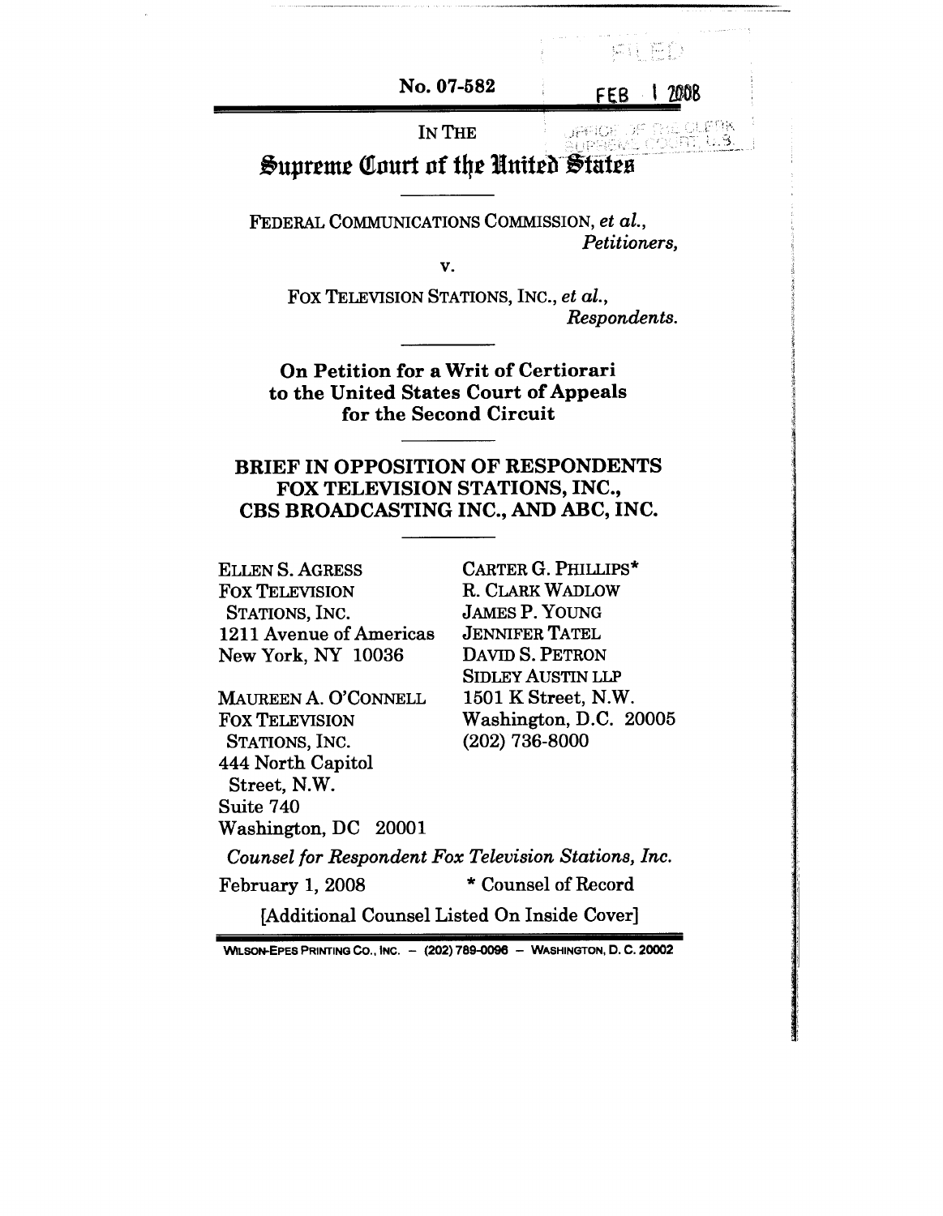No. 07-582

FILED FEB 1 2008

OFFICE OF THE CLERK SUPREME COURT, U.S.

IN THE

# Supreme Court of the United States

---

FEDERAL COMMUNICATIONS COMMISSION, *et al.*,
*Petitioners*,

v.

FOX TELEVISION STATIONS, INC., *et al.*,
*Respondents*.

---

**On Petition for a Writ of Certiorari to the United States Court of Appeals for the Second Circuit**

---

## BRIEF IN OPPOSITION OF RESPONDENTS FOX TELEVISION STATIONS, INC., CBS BROADCASTING INC., AND ABC, INC.

---

ELLEN S. AGRESS
FOX TELEVISION STATIONS, INC.
1211 Avenue of Americas
New York, NY 10036

MAUREEN A. O'CONNELL
FOX TELEVISION STATIONS, INC.
444 North Capitol Street, N.W.
Suite 740
Washington, DC 20001

CARTER G. PHILLIPS*
R. CLARK WADLOW
JAMES P. YOUNG
JENNIFER TATEL
DAVID S. PETRON
SIDLEY AUSTIN LLP
1501 K Street, N.W.
Washington, D.C. 20005
(202) 736-8000

*Counsel for Respondent Fox Television Stations, Inc.*

February 1, 2008

\* Counsel of Record

[Additional Counsel Listed On Inside Cover]

WILSON-EPES PRINTING CO., INC. – (202) 789-0096 – WASHINGTON, D. C. 20002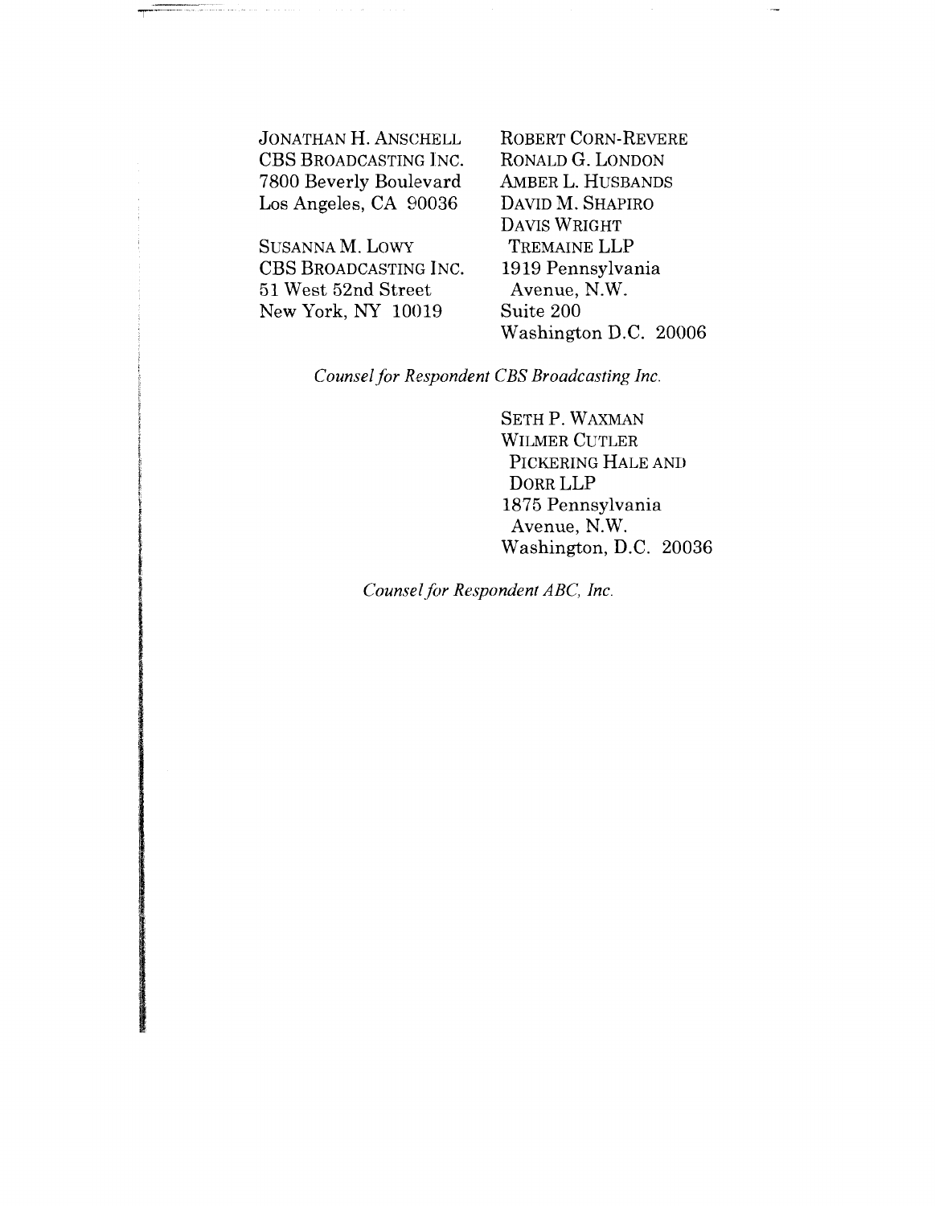JONATHAN H. ANSCHELL
CBS BROADCASTING INC.
7800 Beverly Boulevard
Los Angeles, CA 90036

SUSANNA M. LOWY
CBS BROADCASTING INC.
51 West 52nd Street
New York, NY 10019

ROBERT CORN-REVERE
RONALD G. LONDON
AMBER L. HUSBANDS
DAVID M. SHAPIRO
DAVIS WRIGHT TREMAINE LLP
1919 Pennsylvania Avenue, N.W.
Suite 200
Washington D.C. 20006

*Counsel for Respondent CBS Broadcasting Inc.*

SETH P. WAXMAN
WILMER CUTLER PICKERING HALE AND DORR LLP
1875 Pennsylvania Avenue, N.W.
Washington, D.C. 20036

*Counsel for Respondent ABC, Inc.*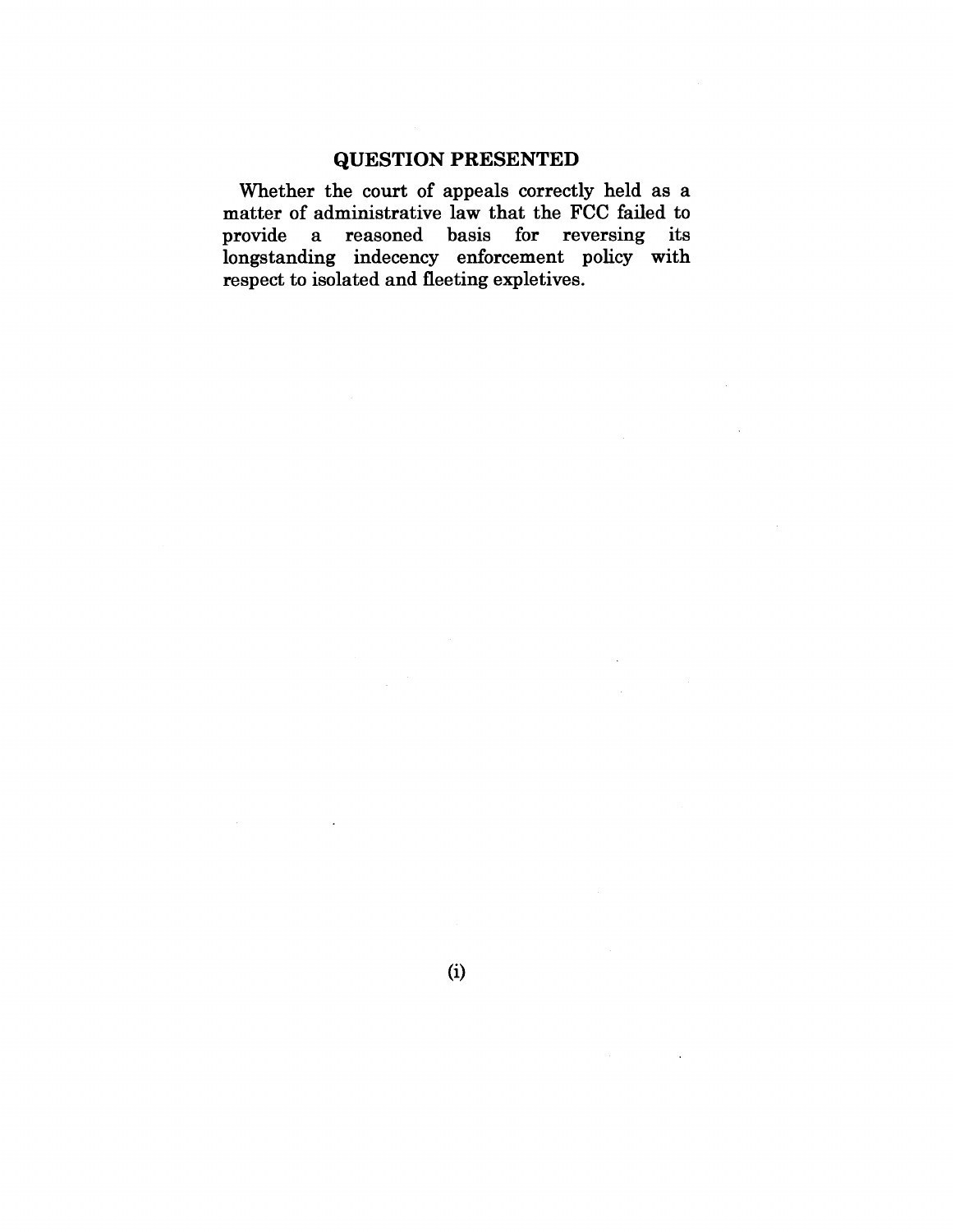## QUESTION PRESENTED

Whether the court of appeals correctly held as a matter of administrative law that the FCC failed to provide a reasoned basis for reversing its longstanding indecency enforcement policy with respect to isolated and fleeting expletives.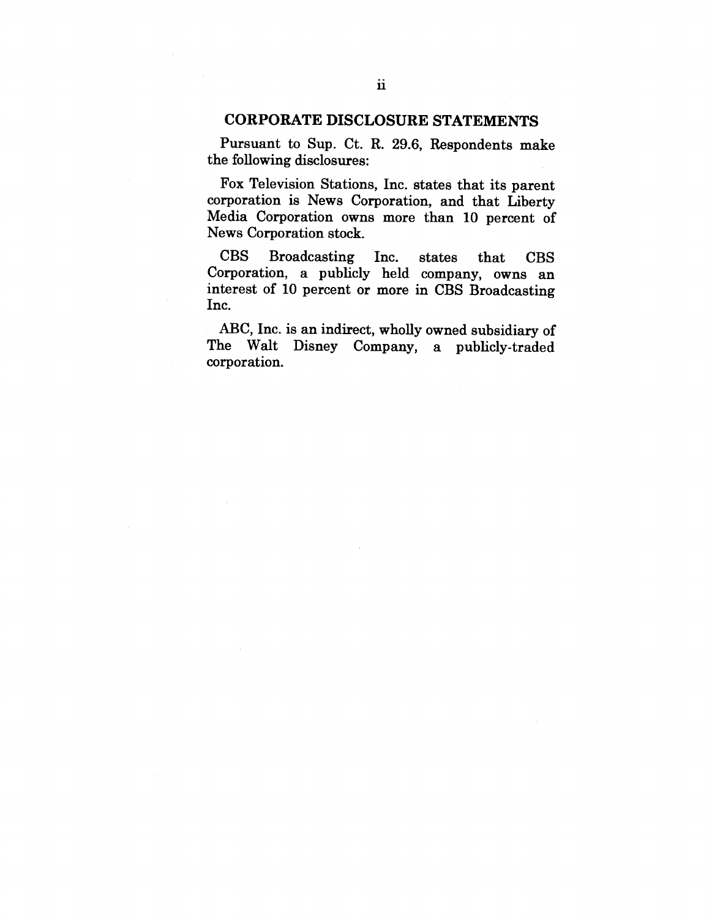## CORPORATE DISCLOSURE STATEMENTS

Pursuant to Sup. Ct. R. 29.6, Respondents make the following disclosures:

Fox Television Stations, Inc. states that its parent corporation is News Corporation, and that Liberty Media Corporation owns more than 10 percent of News Corporation stock.

CBS Broadcasting Inc. states that CBS Corporation, a publicly held company, owns an interest of 10 percent or more in CBS Broadcasting Inc.

ABC, Inc. is an indirect, wholly owned subsidiary of The Walt Disney Company, a publicly-traded corporation.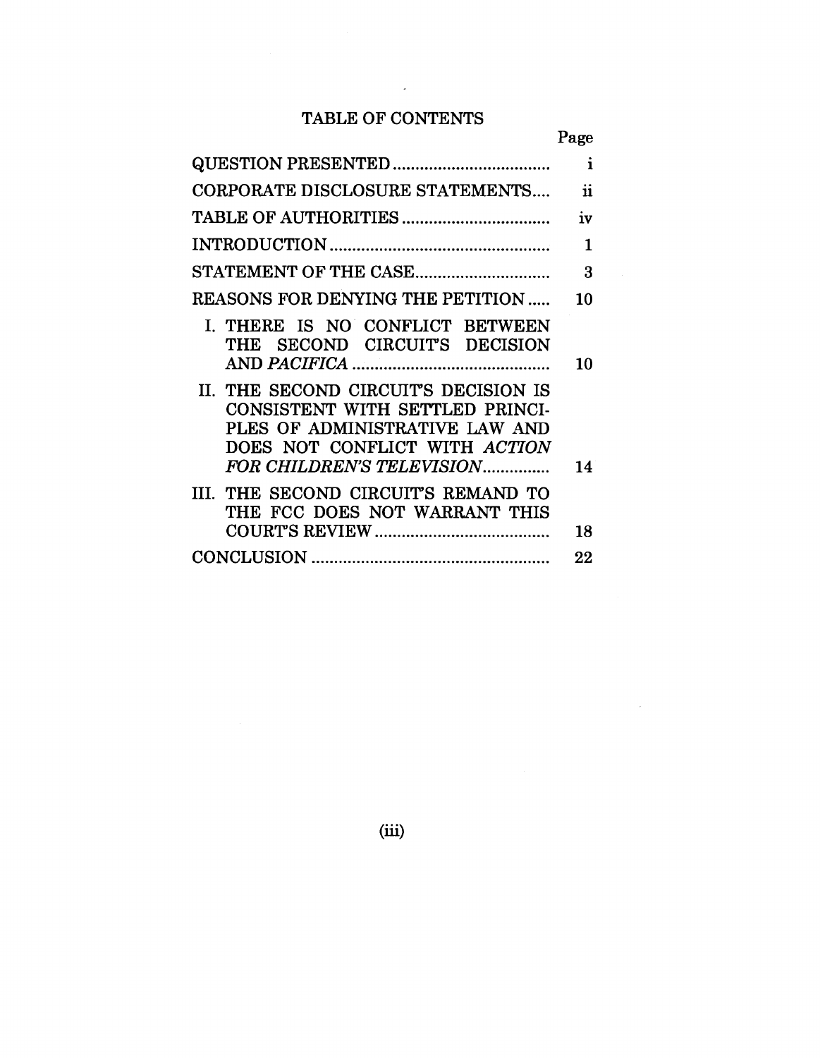# TABLE OF CONTENTS

| | Page |
|---|---|
| QUESTION PRESENTED | i |
| CORPORATE DISCLOSURE STATEMENTS | ii |
| TABLE OF AUTHORITIES | iv |
| INTRODUCTION | 1 |
| STATEMENT OF THE CASE | 3 |
| REASONS FOR DENYING THE PETITION | 10 |
| I. THERE IS NO CONFLICT BETWEEN THE SECOND CIRCUIT'S DECISION AND *PACIFICA* | 10 |
| II. THE SECOND CIRCUIT'S DECISION IS CONSISTENT WITH SETTLED PRINCIPLES OF ADMINISTRATIVE LAW AND DOES NOT CONFLICT WITH *ACTION FOR CHILDREN'S TELEVISION* | 14 |
| III. THE SECOND CIRCUIT'S REMAND TO THE FCC DOES NOT WARRANT THIS COURT'S REVIEW | 18 |
| CONCLUSION | 22 |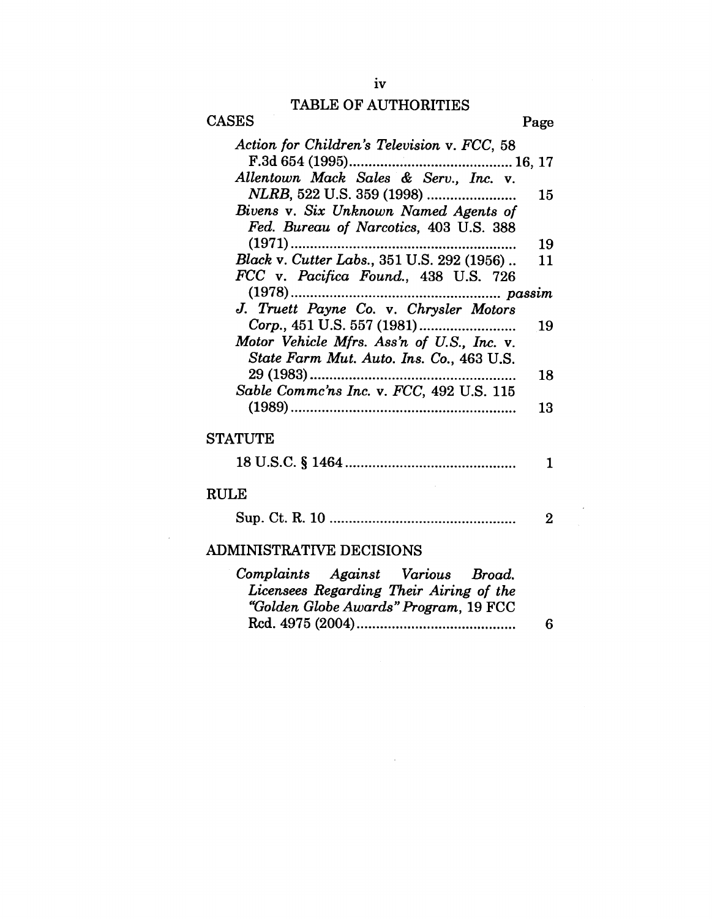# TABLE OF AUTHORITIES

## CASES

| | Page |
|---|---|
| *Action for Children's Television* v. *FCC*, 58 F.3d 654 (1995) | 16, 17 |
| *Allentown Mack Sales & Serv., Inc.* v. *NLRB*, 522 U.S. 359 (1998) | 15 |
| *Bivens* v. *Six Unknown Named Agents of Fed. Bureau of Narcotics*, 403 U.S. 388 (1971) | 19 |
| *Black* v. *Cutter Labs.*, 351 U.S. 292 (1956) | 11 |
| *FCC* v. *Pacifica Found.*, 438 U.S. 726 (1978) | *passim* |
| *J. Truett Payne Co.* v. *Chrysler Motors Corp.*, 451 U.S. 557 (1981) | 19 |
| *Motor Vehicle Mfrs. Ass'n of U.S., Inc.* v. *State Farm Mut. Auto. Ins. Co.*, 463 U.S. 29 (1983) | 18 |
| *Sable Commc'ns Inc.* v. *FCC*, 492 U.S. 115 (1989) | 13 |

## STATUTE

| | |
|---|---|
| 18 U.S.C. § 1464 | 1 |

## RULE

| | |
|---|---|
| Sup. Ct. R. 10 | 2 |

## ADMINISTRATIVE DECISIONS

| | |
|---|---|
| *Complaints Against Various Broad. Licensees Regarding Their Airing of the "Golden Globe Awards" Program*, 19 FCC Rcd. 4975 (2004) | 6 |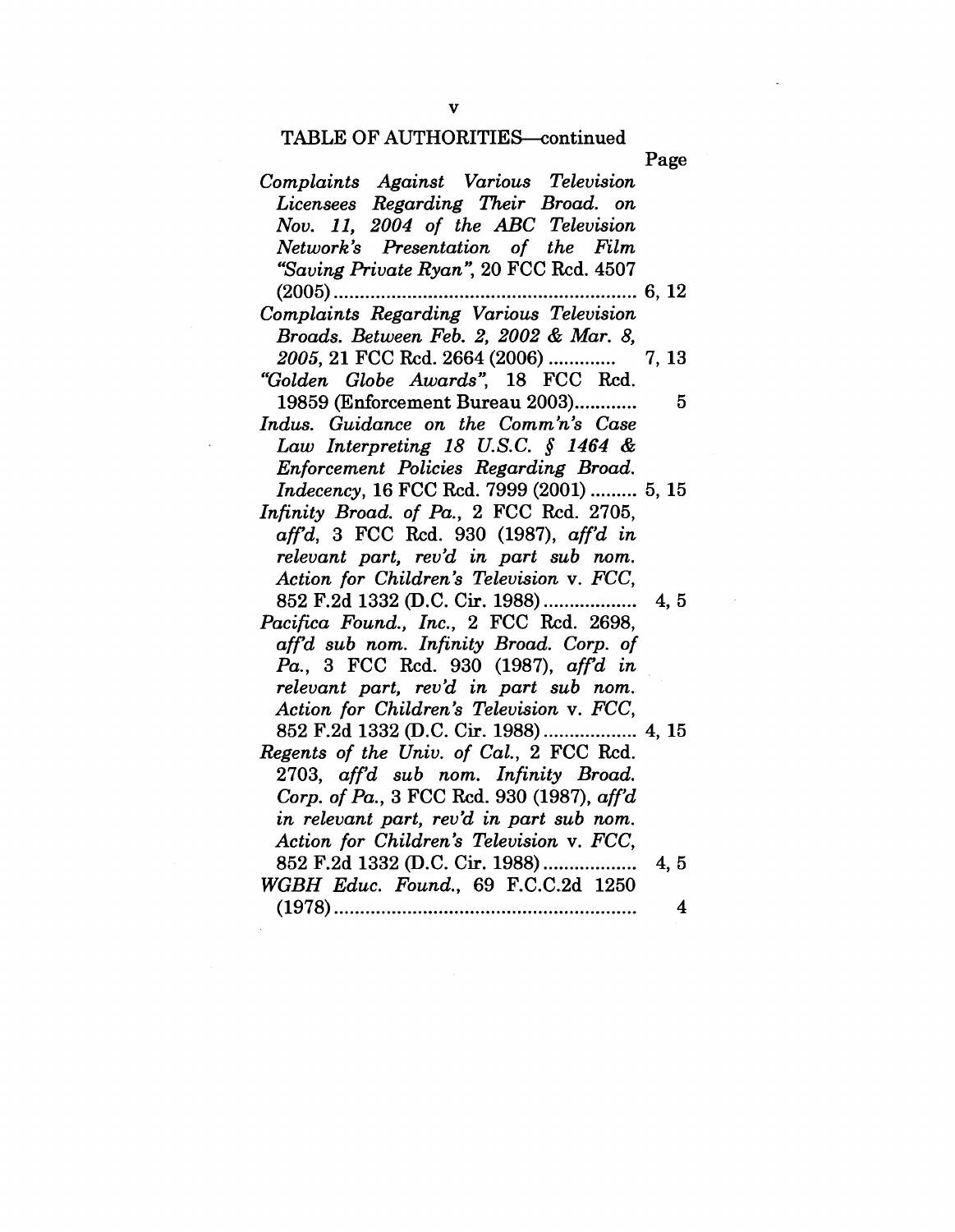TABLE OF AUTHORITIES—continued

| | Page |
|---|---|
| *Complaints Against Various Television Licensees Regarding Their Broad. on Nov. 11, 2004 of the ABC Television Network's Presentation of the Film "Saving Private Ryan"*, 20 FCC Rcd. 4507 (2005) | 6, 12 |
| *Complaints Regarding Various Television Broads. Between Feb. 2, 2002 & Mar. 8, 2005*, 21 FCC Rcd. 2664 (2006) | 7, 13 |
| *"Golden Globe Awards"*, 18 FCC Rcd. 19859 (Enforcement Bureau 2003) | 5 |
| *Indus. Guidance on the Comm'n's Case Law Interpreting 18 U.S.C. § 1464 & Enforcement Policies Regarding Broad. Indecency*, 16 FCC Rcd. 7999 (2001) | 5, 15 |
| *Infinity Broad. of Pa.*, 2 FCC Rcd. 2705, *aff'd*, 3 FCC Rcd. 930 (1987), *aff'd in relevant part, rev'd in part sub nom. Action for Children's Television* v. *FCC*, 852 F.2d 1332 (D.C. Cir. 1988) | 4, 5 |
| *Pacifica Found., Inc.*, 2 FCC Rcd. 2698, *aff'd sub nom. Infinity Broad. Corp. of Pa.*, 3 FCC Rcd. 930 (1987), *aff'd in relevant part, rev'd in part sub nom. Action for Children's Television* v. *FCC*, 852 F.2d 1332 (D.C. Cir. 1988) | 4, 15 |
| *Regents of the Univ. of Cal.*, 2 FCC Rcd. 2703, *aff'd sub nom. Infinity Broad. Corp. of Pa.*, 3 FCC Rcd. 930 (1987), *aff'd in relevant part, rev'd in part sub nom. Action for Children's Television* v. *FCC*, 852 F.2d 1332 (D.C. Cir. 1988) | 4, 5 |
| *WGBH Educ. Found.*, 69 F.C.C.2d 1250 (1978) | 4 |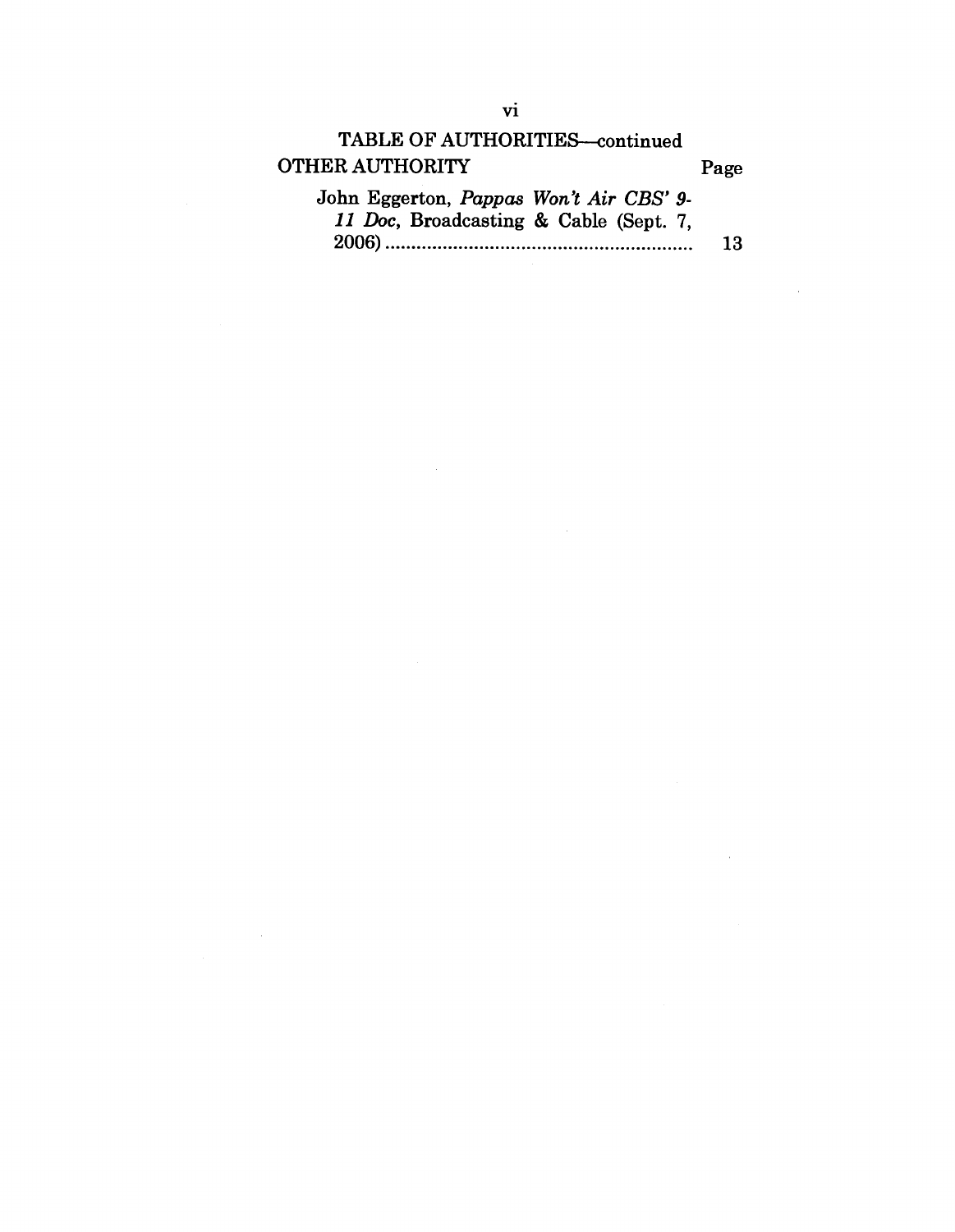TABLE OF AUTHORITIES—continued

| OTHER AUTHORITY | Page |
|---|---|
| John Eggerton, *Pappas Won't Air CBS' 9-11 Doc*, Broadcasting & Cable (Sept. 7, 2006) | 13 |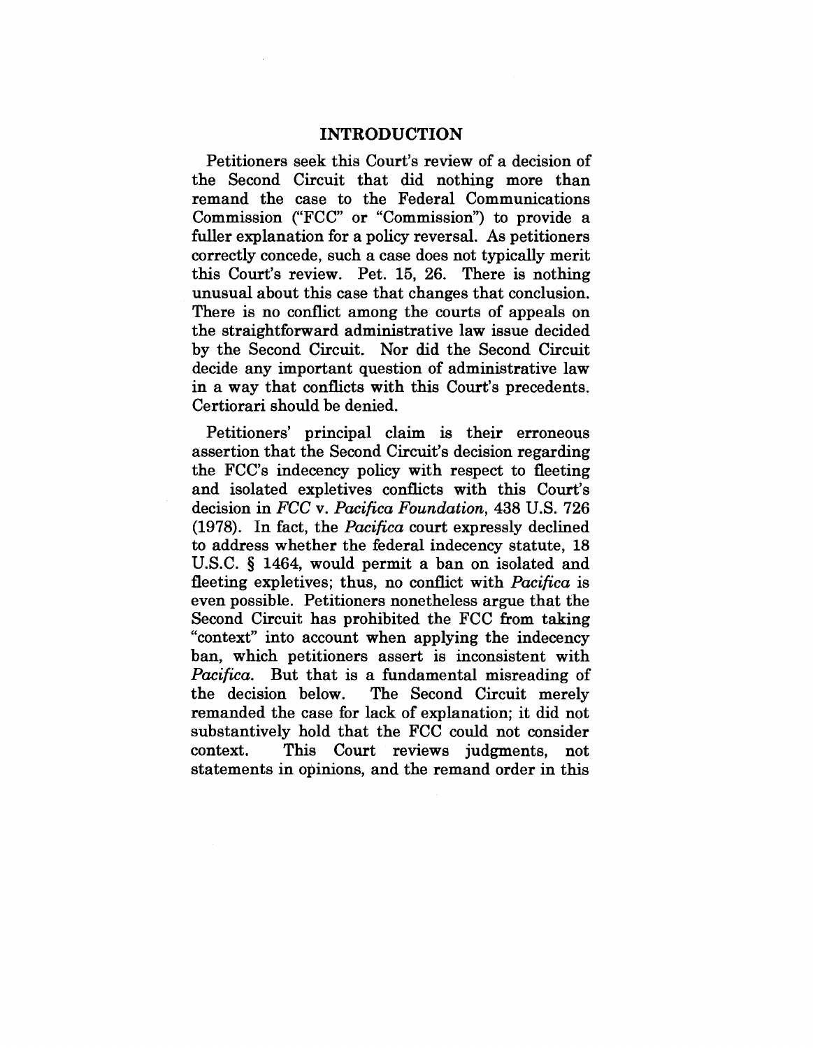# INTRODUCTION

Petitioners seek this Court's review of a decision of the Second Circuit that did nothing more than remand the case to the Federal Communications Commission ("FCC" or "Commission") to provide a fuller explanation for a policy reversal. As petitioners correctly concede, such a case does not typically merit this Court's review. Pet. 15, 26. There is nothing unusual about this case that changes that conclusion. There is no conflict among the courts of appeals on the straightforward administrative law issue decided by the Second Circuit. Nor did the Second Circuit decide any important question of administrative law in a way that conflicts with this Court's precedents. Certiorari should be denied.

Petitioners' principal claim is their erroneous assertion that the Second Circuit's decision regarding the FCC's indecency policy with respect to fleeting and isolated expletives conflicts with this Court's decision in *FCC* v. *Pacifica Foundation*, 438 U.S. 726 (1978). In fact, the *Pacifica* court expressly declined to address whether the federal indecency statute, 18 U.S.C. § 1464, would permit a ban on isolated and fleeting expletives; thus, no conflict with *Pacifica* is even possible. Petitioners nonetheless argue that the Second Circuit has prohibited the FCC from taking "context" into account when applying the indecency ban, which petitioners assert is inconsistent with *Pacifica*. But that is a fundamental misreading of the decision below. The Second Circuit merely remanded the case for lack of explanation; it did not substantively hold that the FCC could not consider context. This Court reviews judgments, not statements in opinions, and the remand order in this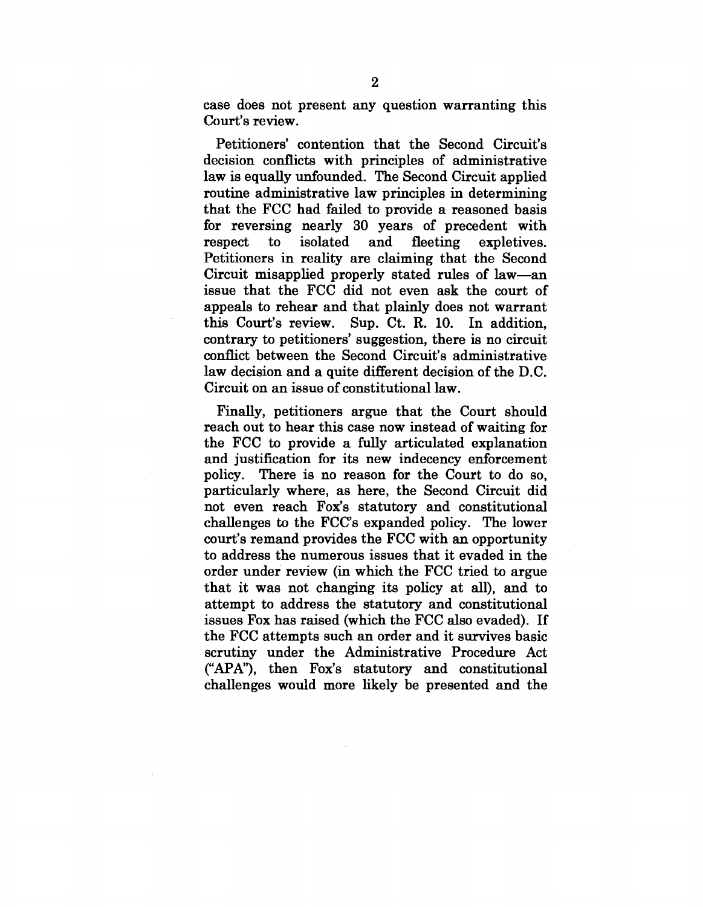case does not present any question warranting this Court's review.

Petitioners' contention that the Second Circuit's decision conflicts with principles of administrative law is equally unfounded. The Second Circuit applied routine administrative law principles in determining that the FCC had failed to provide a reasoned basis for reversing nearly 30 years of precedent with respect to isolated and fleeting expletives. Petitioners in reality are claiming that the Second Circuit misapplied properly stated rules of law—an issue that the FCC did not even ask the court of appeals to rehear and that plainly does not warrant this Court's review. Sup. Ct. R. 10. In addition, contrary to petitioners' suggestion, there is no circuit conflict between the Second Circuit's administrative law decision and a quite different decision of the D.C. Circuit on an issue of constitutional law.

Finally, petitioners argue that the Court should reach out to hear this case now instead of waiting for the FCC to provide a fully articulated explanation and justification for its new indecency enforcement policy. There is no reason for the Court to do so, particularly where, as here, the Second Circuit did not even reach Fox's statutory and constitutional challenges to the FCC's expanded policy. The lower court's remand provides the FCC with an opportunity to address the numerous issues that it evaded in the order under review (in which the FCC tried to argue that it was not changing its policy at all), and to attempt to address the statutory and constitutional issues Fox has raised (which the FCC also evaded). If the FCC attempts such an order and it survives basic scrutiny under the Administrative Procedure Act ("APA"), then Fox's statutory and constitutional challenges would more likely be presented and the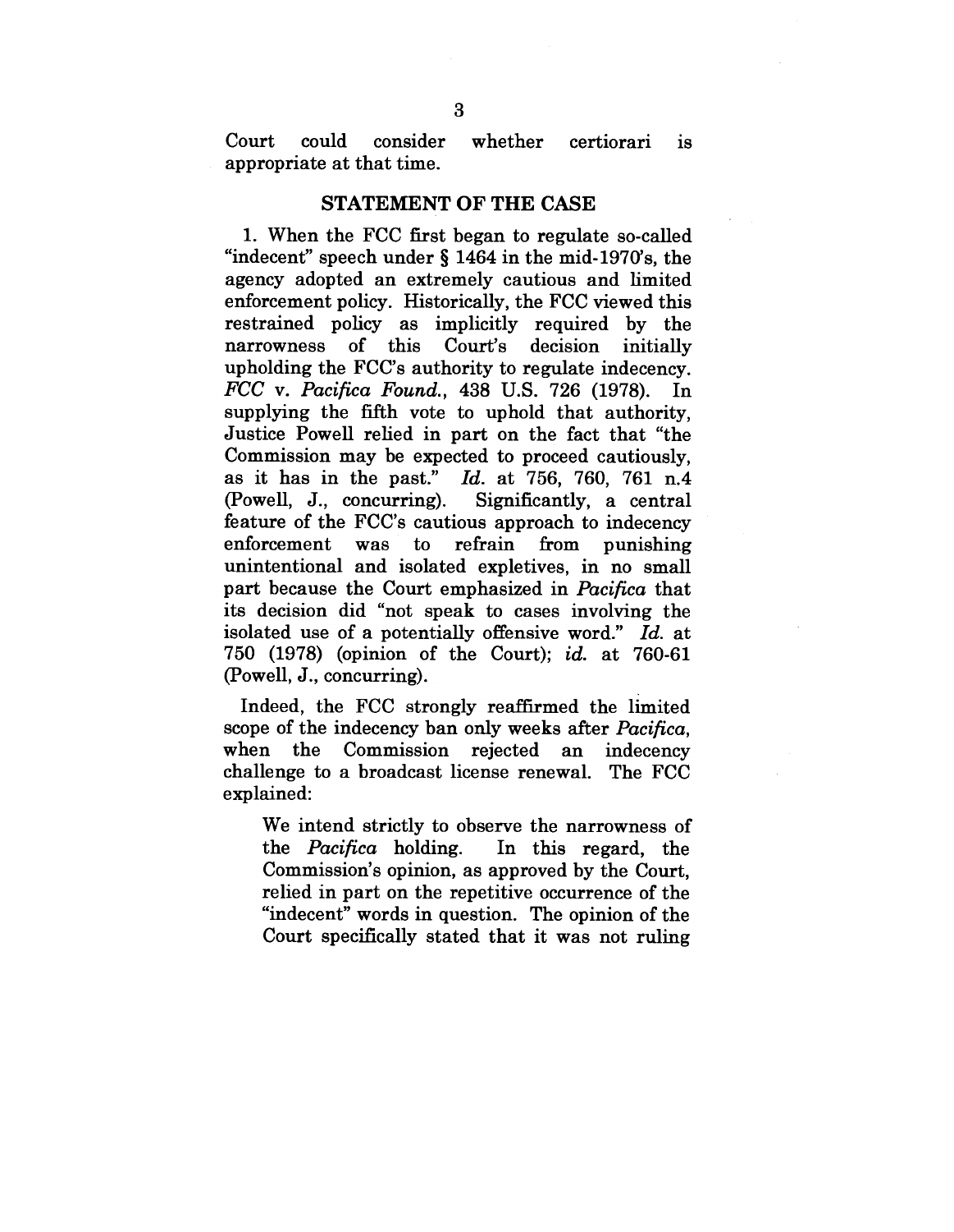Court could consider whether certiorari is appropriate at that time.

## STATEMENT OF THE CASE

1. When the FCC first began to regulate so-called "indecent" speech under § 1464 in the mid-1970's, the agency adopted an extremely cautious and limited enforcement policy. Historically, the FCC viewed this restrained policy as implicitly required by the narrowness of this Court's decision initially upholding the FCC's authority to regulate indecency. *FCC* v. *Pacifica Found.*, 438 U.S. 726 (1978). In supplying the fifth vote to uphold that authority, Justice Powell relied in part on the fact that "the Commission may be expected to proceed cautiously, as it has in the past." *Id.* at 756, 760, 761 n.4 (Powell, J., concurring). Significantly, a central feature of the FCC's cautious approach to indecency enforcement was to refrain from punishing unintentional and isolated expletives, in no small part because the Court emphasized in *Pacifica* that its decision did "not speak to cases involving the isolated use of a potentially offensive word." *Id.* at 750 (1978) (opinion of the Court); *id.* at 760-61 (Powell, J., concurring).

Indeed, the FCC strongly reaffirmed the limited scope of the indecency ban only weeks after *Pacifica*, when the Commission rejected an indecency challenge to a broadcast license renewal. The FCC explained:

> We intend strictly to observe the narrowness of the *Pacifica* holding. In this regard, the Commission's opinion, as approved by the Court, relied in part on the repetitive occurrence of the "indecent" words in question. The opinion of the Court specifically stated that it was not ruling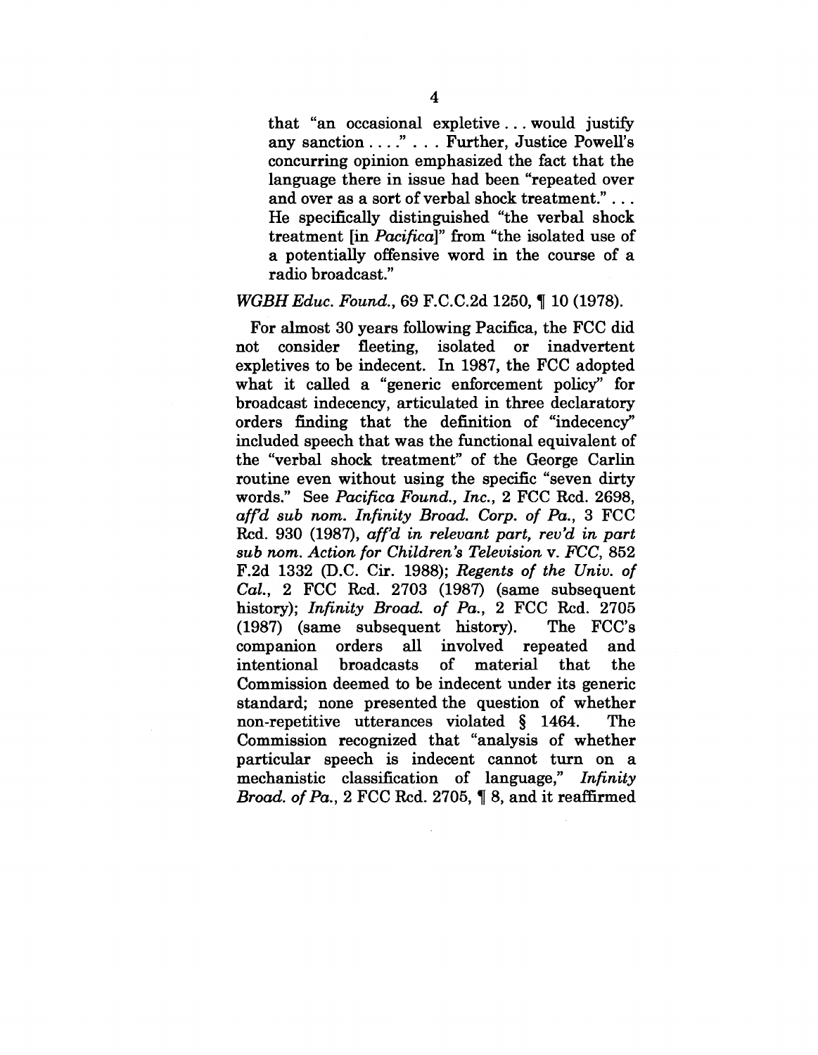> that "an occasional expletive . . . would justify any sanction . . . ." . . . Further, Justice Powell's concurring opinion emphasized the fact that the language there in issue had been "repeated over and over as a sort of verbal shock treatment." . . . He specifically distinguished "the verbal shock treatment [in *Pacifica*]" from "the isolated use of a potentially offensive word in the course of a radio broadcast."

*WGBH Educ. Found.*, 69 F.C.C.2d 1250, ¶ 10 (1978).

For almost 30 years following Pacifica, the FCC did not consider fleeting, isolated or inadvertent expletives to be indecent. In 1987, the FCC adopted what it called a "generic enforcement policy" for broadcast indecency, articulated in three declaratory orders finding that the definition of "indecency" included speech that was the functional equivalent of the "verbal shock treatment" of the George Carlin routine even without using the specific "seven dirty words." See *Pacifica Found., Inc.*, 2 FCC Rcd. 2698, *aff'd sub nom. Infinity Broad. Corp. of Pa.*, 3 FCC Rcd. 930 (1987), *aff'd in relevant part, rev'd in part sub nom. Action for Children's Television* v. *FCC*, 852 F.2d 1332 (D.C. Cir. 1988); *Regents of the Univ. of Cal.*, 2 FCC Rcd. 2703 (1987) (same subsequent history); *Infinity Broad. of Pa.*, 2 FCC Rcd. 2705 (1987) (same subsequent history). The FCC's companion orders all involved repeated and intentional broadcasts of material that the Commission deemed to be indecent under its generic standard; none presented the question of whether non-repetitive utterances violated § 1464. The Commission recognized that "analysis of whether particular speech is indecent cannot turn on a mechanistic classification of language," *Infinity Broad. of Pa.*, 2 FCC Rcd. 2705, ¶ 8, and it reaffirmed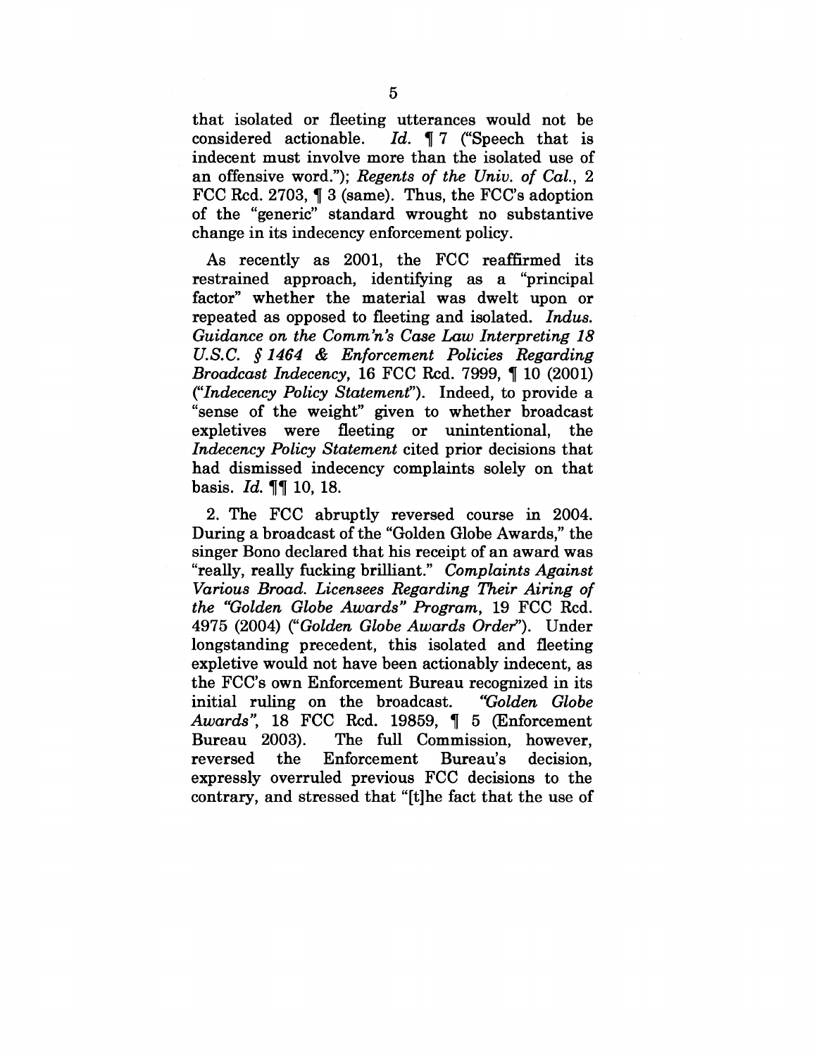that isolated or fleeting utterances would not be considered actionable. *Id.* ¶ 7 ("Speech that is indecent must involve more than the isolated use of an offensive word."); *Regents of the Univ. of Cal.*, 2 FCC Rcd. 2703, ¶ 3 (same). Thus, the FCC's adoption of the "generic" standard wrought no substantive change in its indecency enforcement policy.

As recently as 2001, the FCC reaffirmed its restrained approach, identifying as a "principal factor" whether the material was dwelt upon or repeated as opposed to fleeting and isolated. *Indus. Guidance on the Comm'n's Case Law Interpreting 18 U.S.C. § 1464 & Enforcement Policies Regarding Broadcast Indecency*, 16 FCC Rcd. 7999, ¶ 10 (2001) ("*Indecency Policy Statement*"). Indeed, to provide a "sense of the weight" given to whether broadcast expletives were fleeting or unintentional, the *Indecency Policy Statement* cited prior decisions that had dismissed indecency complaints solely on that basis. *Id.* ¶¶ 10, 18.

2. The FCC abruptly reversed course in 2004. During a broadcast of the "Golden Globe Awards," the singer Bono declared that his receipt of an award was "really, really fucking brilliant." *Complaints Against Various Broad. Licensees Regarding Their Airing of the "Golden Globe Awards" Program*, 19 FCC Rcd. 4975 (2004) ("*Golden Globe Awards Order*"). Under longstanding precedent, this isolated and fleeting expletive would not have been actionably indecent, as the FCC's own Enforcement Bureau recognized in its initial ruling on the broadcast. *"Golden Globe Awards"*, 18 FCC Rcd. 19859, ¶ 5 (Enforcement Bureau 2003). The full Commission, however, reversed the Enforcement Bureau's decision, expressly overruled previous FCC decisions to the contrary, and stressed that "[t]he fact that the use of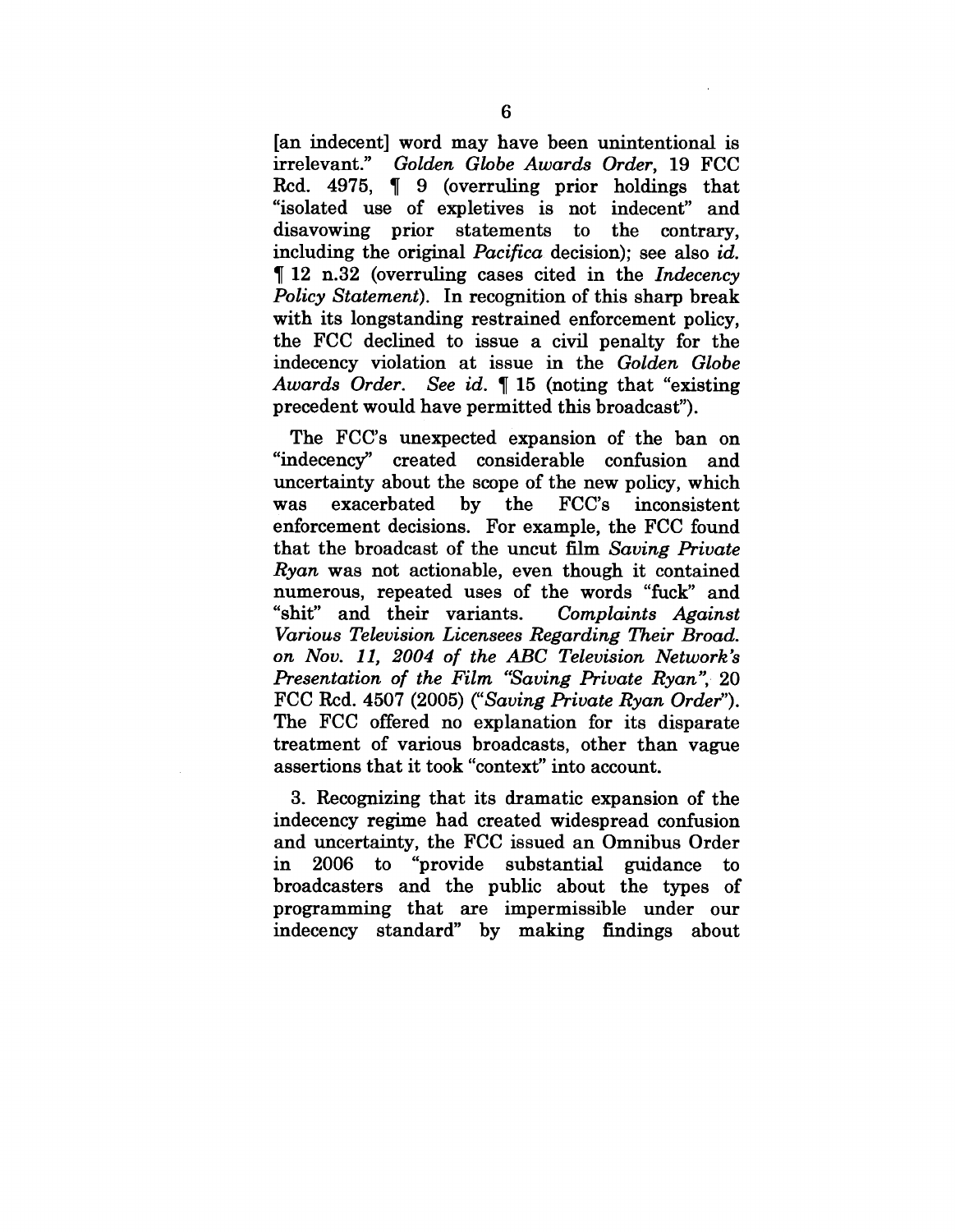[an indecent] word may have been unintentional is irrelevant." *Golden Globe Awards Order*, 19 FCC Rcd. 4975, ¶ 9 (overruling prior holdings that "isolated use of expletives is not indecent" and disavowing prior statements to the contrary, including the original *Pacifica* decision); see also *id.* ¶ 12 n.32 (overruling cases cited in the *Indecency Policy Statement*). In recognition of this sharp break with its longstanding restrained enforcement policy, the FCC declined to issue a civil penalty for the indecency violation at issue in the *Golden Globe Awards Order*. *See id.* ¶ 15 (noting that "existing precedent would have permitted this broadcast").

The FCC's unexpected expansion of the ban on "indecency" created considerable confusion and uncertainty about the scope of the new policy, which was exacerbated by the FCC's inconsistent enforcement decisions. For example, the FCC found that the broadcast of the uncut film *Saving Private Ryan* was not actionable, even though it contained numerous, repeated uses of the words "fuck" and "shit" and their variants. *Complaints Against Various Television Licensees Regarding Their Broad. on Nov. 11, 2004 of the ABC Television Network's Presentation of the Film "Saving Private Ryan"*, 20 FCC Rcd. 4507 (2005) ("*Saving Private Ryan Order*"). The FCC offered no explanation for its disparate treatment of various broadcasts, other than vague assertions that it took "context" into account.

3. Recognizing that its dramatic expansion of the indecency regime had created widespread confusion and uncertainty, the FCC issued an Omnibus Order in 2006 to "provide substantial guidance to broadcasters and the public about the types of programming that are impermissible under our indecency standard" by making findings about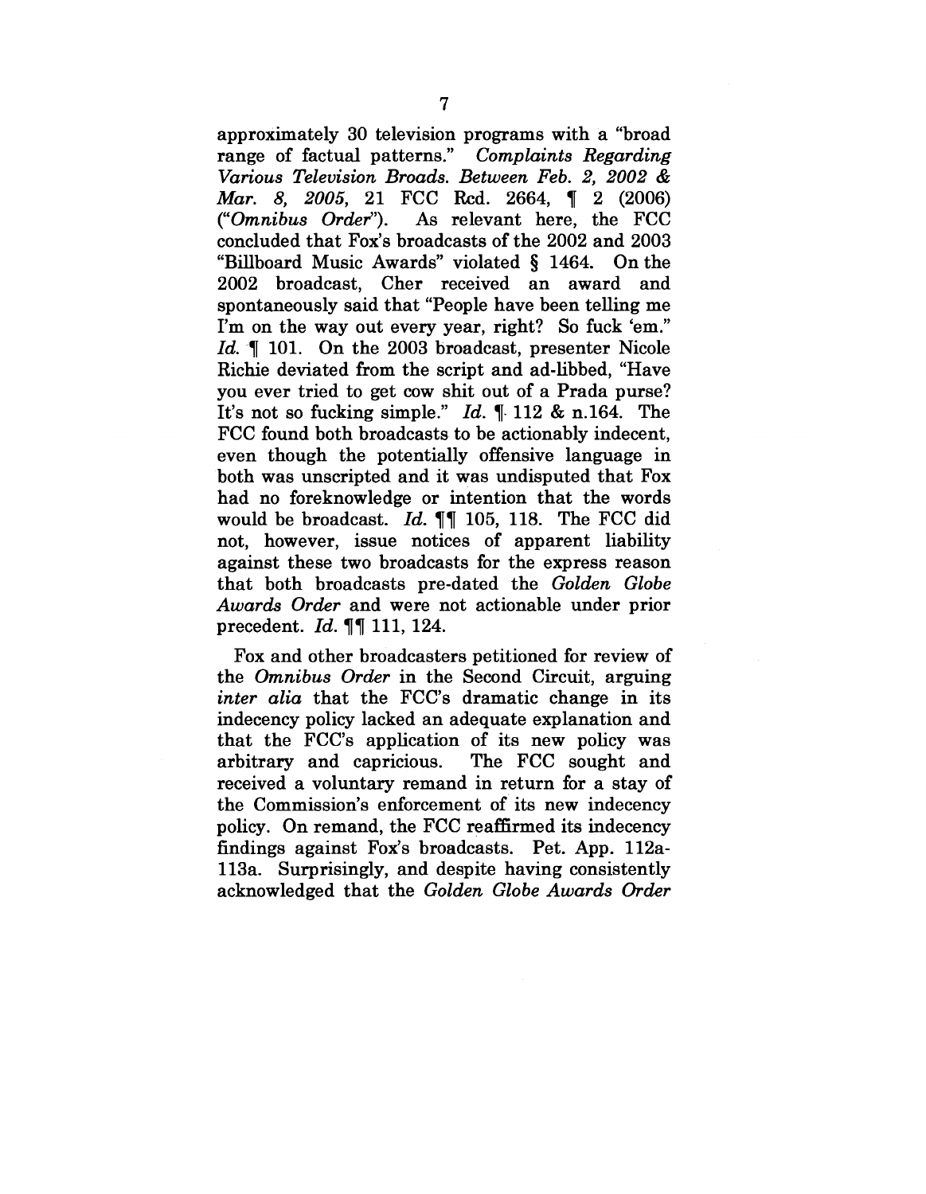approximately 30 television programs with a "broad range of factual patterns." *Complaints Regarding Various Television Broads. Between Feb. 2, 2002 & Mar. 8, 2005*, 21 FCC Rcd. 2664, ¶ 2 (2006) ("*Omnibus Order*"). As relevant here, the FCC concluded that Fox's broadcasts of the 2002 and 2003 "Billboard Music Awards" violated § 1464. On the 2002 broadcast, Cher received an award and spontaneously said that "People have been telling me I'm on the way out every year, right? So fuck 'em." *Id.* ¶ 101. On the 2003 broadcast, presenter Nicole Richie deviated from the script and ad-libbed, "Have you ever tried to get cow shit out of a Prada purse? It's not so fucking simple." *Id.* ¶ 112 & n.164. The FCC found both broadcasts to be actionably indecent, even though the potentially offensive language in both was unscripted and it was undisputed that Fox had no foreknowledge or intention that the words would be broadcast. *Id.* ¶¶ 105, 118. The FCC did not, however, issue notices of apparent liability against these two broadcasts for the express reason that both broadcasts pre-dated the *Golden Globe Awards Order* and were not actionable under prior precedent. *Id.* ¶¶ 111, 124.

Fox and other broadcasters petitioned for review of the *Omnibus Order* in the Second Circuit, arguing *inter alia* that the FCC's dramatic change in its indecency policy lacked an adequate explanation and that the FCC's application of its new policy was arbitrary and capricious. The FCC sought and received a voluntary remand in return for a stay of the Commission's enforcement of its new indecency policy. On remand, the FCC reaffirmed its indecency findings against Fox's broadcasts. Pet. App. 112a-113a. Surprisingly, and despite having consistently acknowledged that the *Golden Globe Awards Order*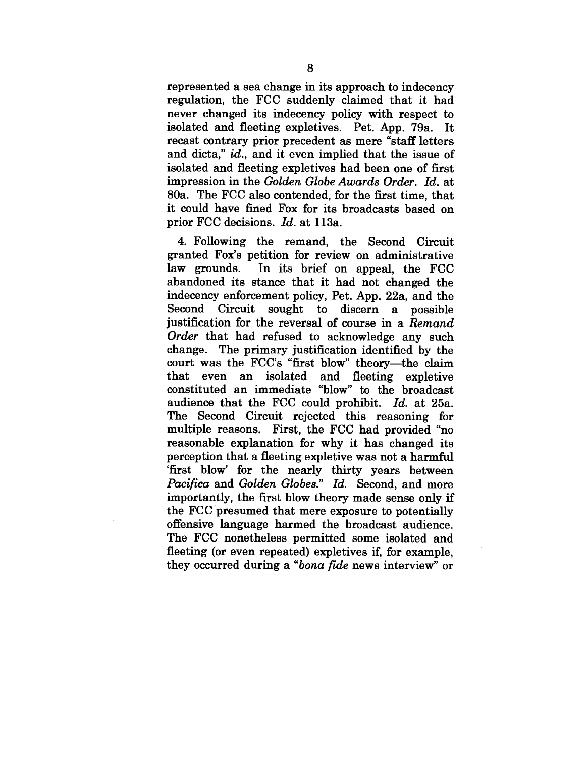represented a sea change in its approach to indecency regulation, the FCC suddenly claimed that it had never changed its indecency policy with respect to isolated and fleeting expletives. Pet. App. 79a. It recast contrary prior precedent as mere "staff letters and dicta," *id.*, and it even implied that the issue of isolated and fleeting expletives had been one of first impression in the *Golden Globe Awards Order*. *Id.* at 80a. The FCC also contended, for the first time, that it could have fined Fox for its broadcasts based on prior FCC decisions. *Id.* at 113a.

4. Following the remand, the Second Circuit granted Fox's petition for review on administrative law grounds. In its brief on appeal, the FCC abandoned its stance that it had not changed the indecency enforcement policy, Pet. App. 22a, and the Second Circuit sought to discern a possible justification for the reversal of course in a *Remand Order* that had refused to acknowledge any such change. The primary justification identified by the court was the FCC's "first blow" theory—the claim that even an isolated and fleeting expletive constituted an immediate "blow" to the broadcast audience that the FCC could prohibit. *Id.* at 25a. The Second Circuit rejected this reasoning for multiple reasons. First, the FCC had provided "no reasonable explanation for why it has changed its perception that a fleeting expletive was not a harmful 'first blow' for the nearly thirty years between *Pacifica* and *Golden Globes*." *Id.* Second, and more importantly, the first blow theory made sense only if the FCC presumed that mere exposure to potentially offensive language harmed the broadcast audience. The FCC nonetheless permitted some isolated and fleeting (or even repeated) expletives if, for example, they occurred during a "*bona fide* news interview" or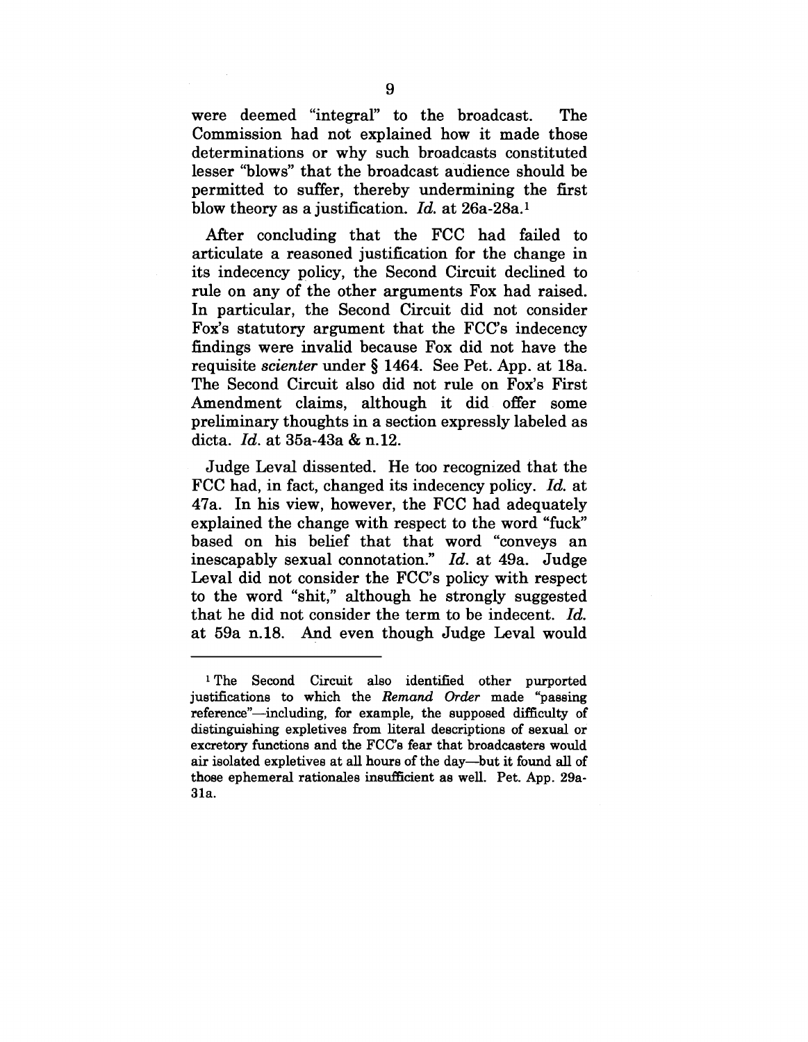were deemed "integral" to the broadcast. The Commission had not explained how it made those determinations or why such broadcasts constituted lesser "blows" that the broadcast audience should be permitted to suffer, thereby undermining the first blow theory as a justification. *Id.* at 26a-28a.[1]

After concluding that the FCC had failed to articulate a reasoned justification for the change in its indecency policy, the Second Circuit declined to rule on any of the other arguments Fox had raised. In particular, the Second Circuit did not consider Fox's statutory argument that the FCC's indecency findings were invalid because Fox did not have the requisite *scienter* under § 1464. See Pet. App. at 18a. The Second Circuit also did not rule on Fox's First Amendment claims, although it did offer some preliminary thoughts in a section expressly labeled as dicta. *Id.* at 35a-43a & n.12.

Judge Leval dissented. He too recognized that the FCC had, in fact, changed its indecency policy. *Id.* at 47a. In his view, however, the FCC had adequately explained the change with respect to the word "fuck" based on his belief that that word "conveys an inescapably sexual connotation." *Id.* at 49a. Judge Leval did not consider the FCC's policy with respect to the word "shit," although he strongly suggested that he did not consider the term to be indecent. *Id.* at 59a n.18. And even though Judge Leval would

---

[1] The Second Circuit also identified other purported justifications to which the *Remand Order* made "passing reference"—including, for example, the supposed difficulty of distinguishing expletives from literal descriptions of sexual or excretory functions and the FCC's fear that broadcasters would air isolated expletives at all hours of the day—but it found all of those ephemeral rationales insufficient as well. Pet. App. 29a-31a.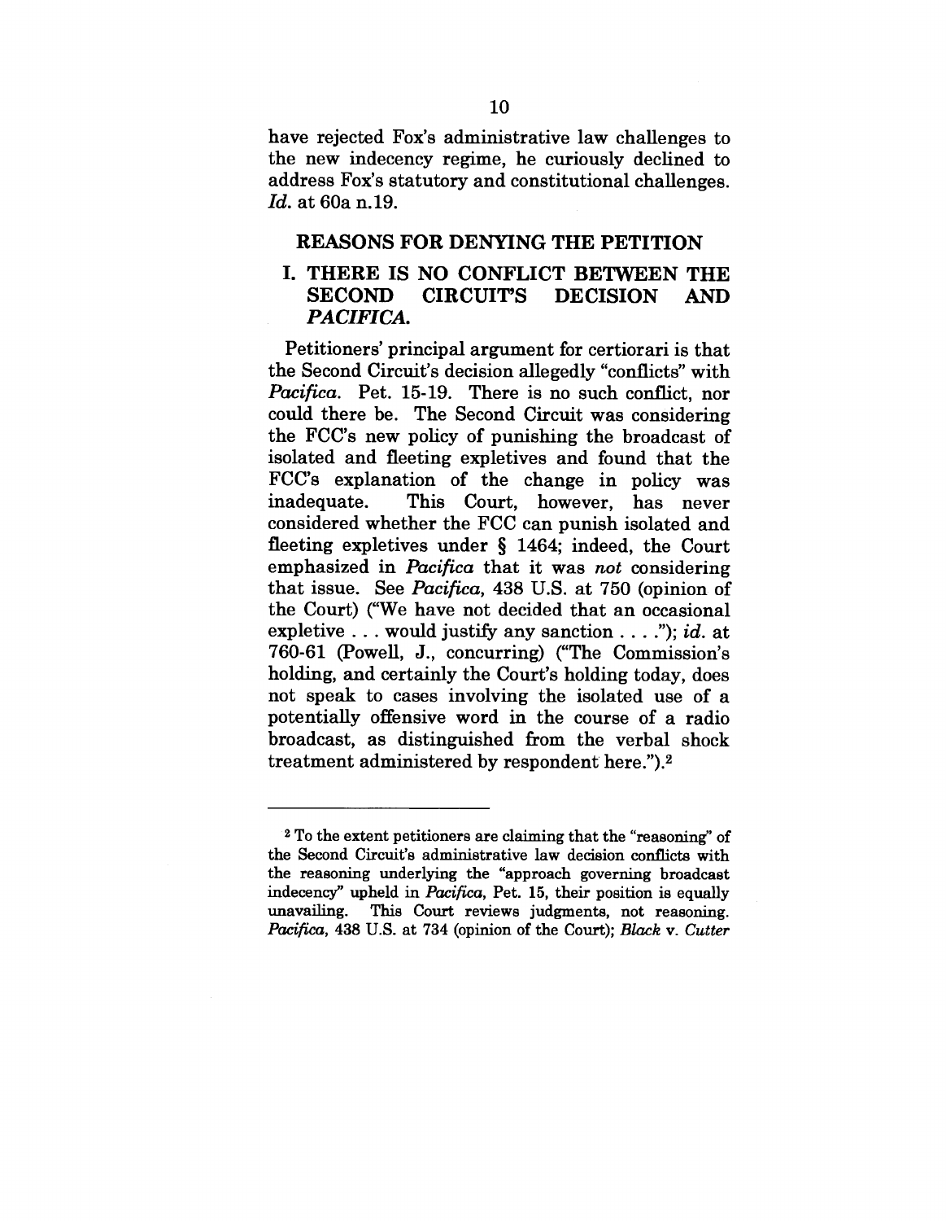have rejected Fox's administrative law challenges to the new indecency regime, he curiously declined to address Fox's statutory and constitutional challenges. *Id.* at 60a n.19.

## REASONS FOR DENYING THE PETITION

### I. THERE IS NO CONFLICT BETWEEN THE SECOND CIRCUIT'S DECISION AND *PACIFICA*.

Petitioners' principal argument for certiorari is that the Second Circuit's decision allegedly "conflicts" with *Pacifica*. Pet. 15-19. There is no such conflict, nor could there be. The Second Circuit was considering the FCC's new policy of punishing the broadcast of isolated and fleeting expletives and found that the FCC's explanation of the change in policy was inadequate. This Court, however, has never considered whether the FCC can punish isolated and fleeting expletives under § 1464; indeed, the Court emphasized in *Pacifica* that it was *not* considering that issue. See *Pacifica*, 438 U.S. at 750 (opinion of the Court) ("We have not decided that an occasional expletive . . . would justify any sanction . . . ."); *id.* at 760-61 (Powell, J., concurring) ("The Commission's holding, and certainly the Court's holding today, does not speak to cases involving the isolated use of a potentially offensive word in the course of a radio broadcast, as distinguished from the verbal shock treatment administered by respondent here.").[2]

---

[2] To the extent petitioners are claiming that the "reasoning" of the Second Circuit's administrative law decision conflicts with the reasoning underlying the "approach governing broadcast indecency" upheld in *Pacifica*, Pet. 15, their position is equally unavailing. This Court reviews judgments, not reasoning. *Pacifica*, 438 U.S. at 734 (opinion of the Court); *Black* v. *Cutter*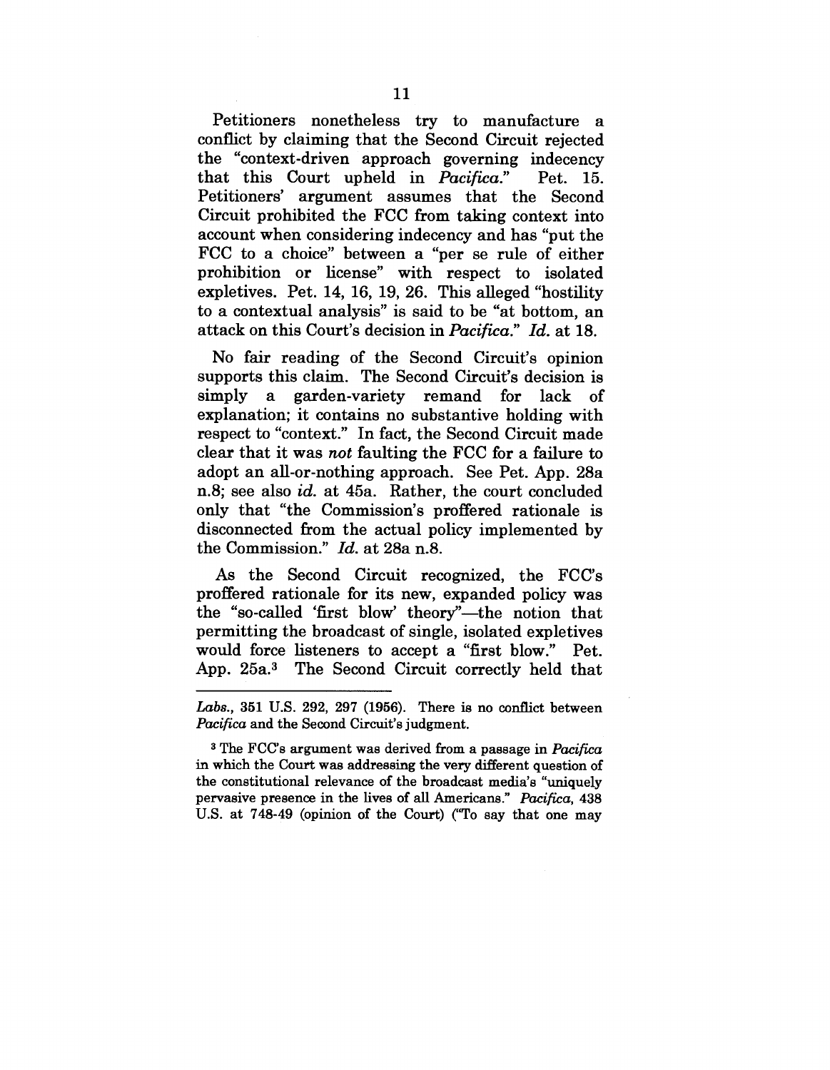Petitioners nonetheless try to manufacture a conflict by claiming that the Second Circuit rejected the "context-driven approach governing indecency that this Court upheld in *Pacifica*." Pet. 15. Petitioners' argument assumes that the Second Circuit prohibited the FCC from taking context into account when considering indecency and has "put the FCC to a choice" between a "per se rule of either prohibition or license" with respect to isolated expletives. Pet. 14, 16, 19, 26. This alleged "hostility to a contextual analysis" is said to be "at bottom, an attack on this Court's decision in *Pacifica*." *Id.* at 18.

No fair reading of the Second Circuit's opinion supports this claim. The Second Circuit's decision is simply a garden-variety remand for lack of explanation; it contains no substantive holding with respect to "context." In fact, the Second Circuit made clear that it was *not* faulting the FCC for a failure to adopt an all-or-nothing approach. See Pet. App. 28a n.8; see also *id.* at 45a. Rather, the court concluded only that "the Commission's proffered rationale is disconnected from the actual policy implemented by the Commission." *Id.* at 28a n.8.

As the Second Circuit recognized, the FCC's proffered rationale for its new, expanded policy was the "so-called 'first blow' theory"—the notion that permitting the broadcast of single, isolated expletives would force listeners to accept a "first blow." Pet. App. 25a.[3] The Second Circuit correctly held that

---

*Labs.*, 351 U.S. 292, 297 (1956). There is no conflict between *Pacifica* and the Second Circuit's judgment.

[3] The FCC's argument was derived from a passage in *Pacifica* in which the Court was addressing the very different question of the constitutional relevance of the broadcast media's "uniquely pervasive presence in the lives of all Americans." *Pacifica*, 438 U.S. at 748-49 (opinion of the Court) ("To say that one may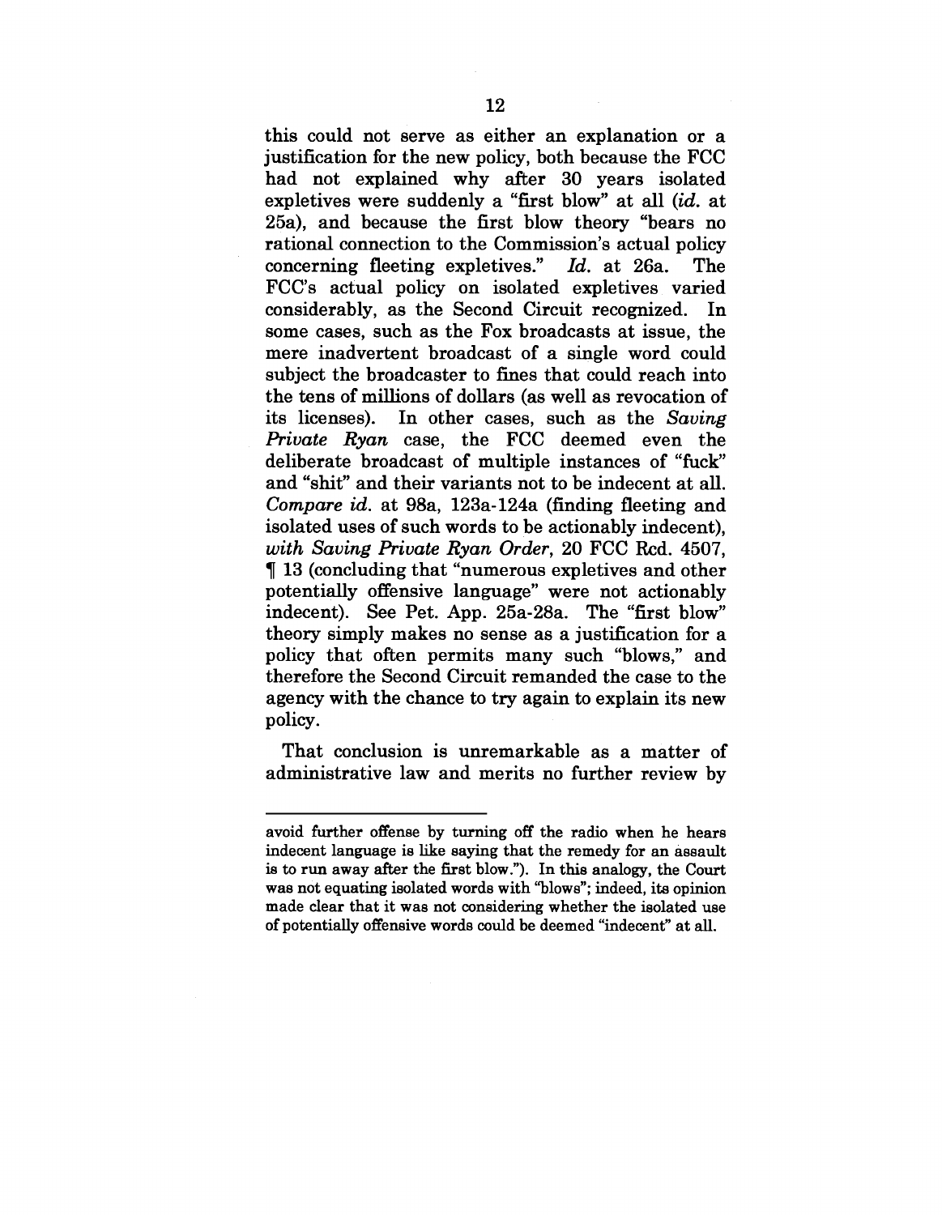this could not serve as either an explanation or a justification for the new policy, both because the FCC had not explained why after 30 years isolated expletives were suddenly a "first blow" at all (*id.* at 25a), and because the first blow theory "bears no rational connection to the Commission's actual policy concerning fleeting expletives." *Id.* at 26a. The FCC's actual policy on isolated expletives varied considerably, as the Second Circuit recognized. In some cases, such as the Fox broadcasts at issue, the mere inadvertent broadcast of a single word could subject the broadcaster to fines that could reach into the tens of millions of dollars (as well as revocation of its licenses). In other cases, such as the *Saving Private Ryan* case, the FCC deemed even the deliberate broadcast of multiple instances of "fuck" and "shit" and their variants not to be indecent at all. *Compare id.* at 98a, 123a-124a (finding fleeting and isolated uses of such words to be actionably indecent), *with Saving Private Ryan Order*, 20 FCC Rcd. 4507, ¶ 13 (concluding that "numerous expletives and other potentially offensive language" were not actionably indecent). See Pet. App. 25a-28a. The "first blow" theory simply makes no sense as a justification for a policy that often permits many such "blows," and therefore the Second Circuit remanded the case to the agency with the chance to try again to explain its new policy.

That conclusion is unremarkable as a matter of administrative law and merits no further review by

---

avoid further offense by turning off the radio when he hears indecent language is like saying that the remedy for an assault is to run away after the first blow."). In this analogy, the Court was not equating isolated words with "blows"; indeed, its opinion made clear that it was not considering whether the isolated use of potentially offensive words could be deemed "indecent" at all.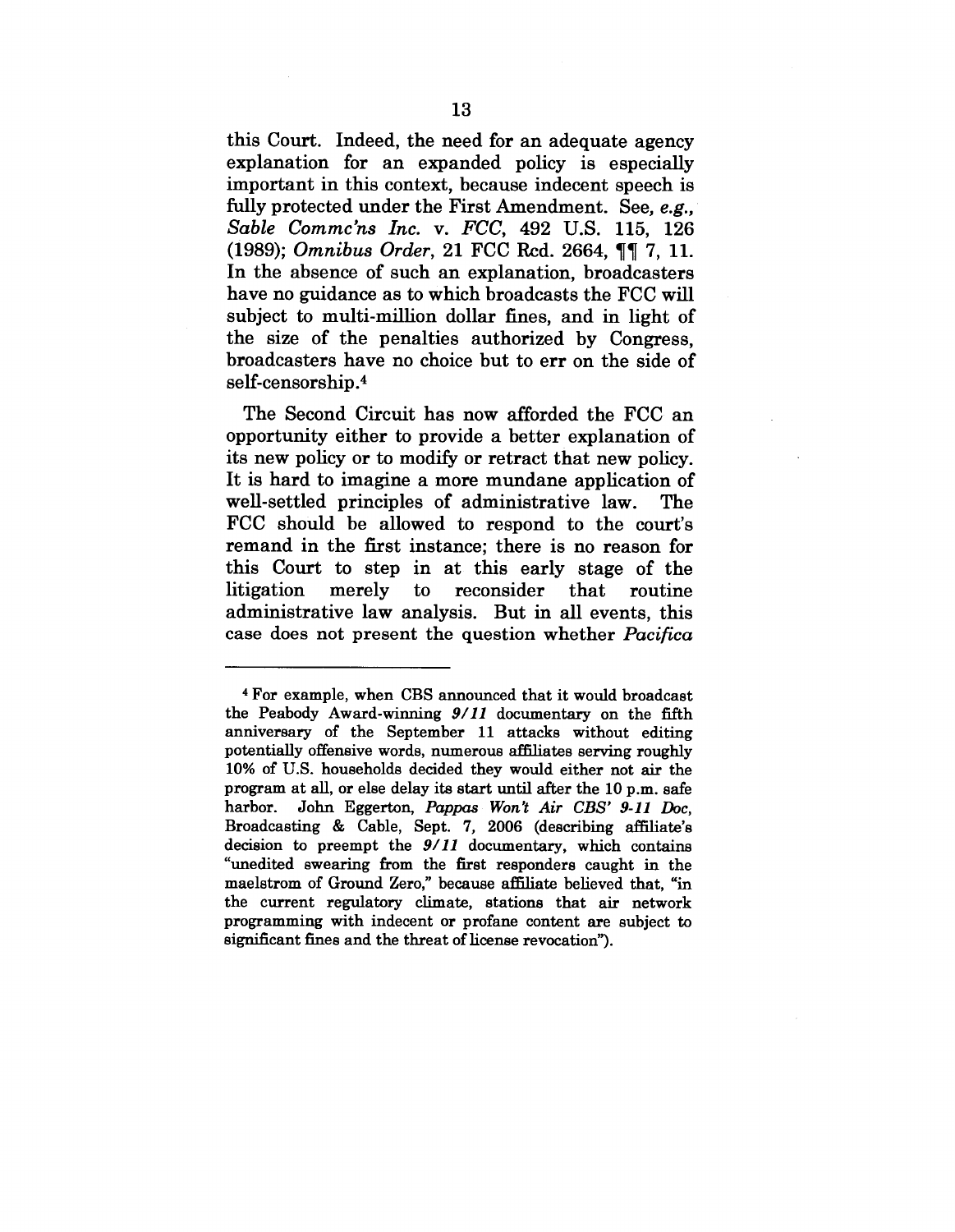this Court. Indeed, the need for an adequate agency explanation for an expanded policy is especially important in this context, because indecent speech is fully protected under the First Amendment. See, *e.g.*, *Sable Commc'ns Inc.* v. *FCC*, 492 U.S. 115, 126 (1989); *Omnibus Order*, 21 FCC Rcd. 2664, ¶¶ 7, 11. In the absence of such an explanation, broadcasters have no guidance as to which broadcasts the FCC will subject to multi-million dollar fines, and in light of the size of the penalties authorized by Congress, broadcasters have no choice but to err on the side of self-censorship.[4]

The Second Circuit has now afforded the FCC an opportunity either to provide a better explanation of its new policy or to modify or retract that new policy. It is hard to imagine a more mundane application of well-settled principles of administrative law. The FCC should be allowed to respond to the court's remand in the first instance; there is no reason for this Court to step in at this early stage of the litigation merely to reconsider that routine administrative law analysis. But in all events, this case does not present the question whether *Pacifica*

---

[4] For example, when CBS announced that it would broadcast the Peabody Award-winning *9/11* documentary on the fifth anniversary of the September 11 attacks without editing potentially offensive words, numerous affiliates serving roughly 10% of U.S. households decided they would either not air the program at all, or else delay its start until after the 10 p.m. safe harbor. John Eggerton, *Pappas Won't Air CBS' 9-11 Doc*, Broadcasting & Cable, Sept. 7, 2006 (describing affiliate's decision to preempt the *9/11* documentary, which contains "unedited swearing from the first responders caught in the maelstrom of Ground Zero," because affiliate believed that, "in the current regulatory climate, stations that air network programming with indecent or profane content are subject to significant fines and the threat of license revocation").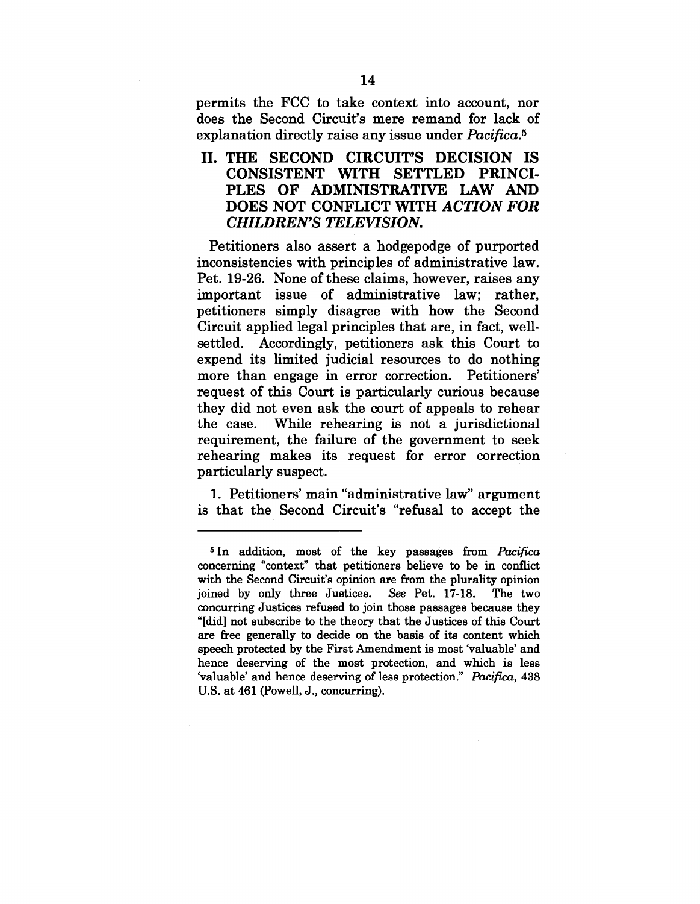permits the FCC to take context into account, nor does the Second Circuit's mere remand for lack of explanation directly raise any issue under *Pacifica*.[5]

## II. THE SECOND CIRCUIT'S DECISION IS CONSISTENT WITH SETTLED PRINCIPLES OF ADMINISTRATIVE LAW AND DOES NOT CONFLICT WITH *ACTION FOR CHILDREN'S TELEVISION*.

Petitioners also assert a hodgepodge of purported inconsistencies with principles of administrative law. Pet. 19-26. None of these claims, however, raises any important issue of administrative law; rather, petitioners simply disagree with how the Second Circuit applied legal principles that are, in fact, well-settled. Accordingly, petitioners ask this Court to expend its limited judicial resources to do nothing more than engage in error correction. Petitioners' request of this Court is particularly curious because they did not even ask the court of appeals to rehear the case. While rehearing is not a jurisdictional requirement, the failure of the government to seek rehearing makes its request for error correction particularly suspect.

1. Petitioners' main "administrative law" argument is that the Second Circuit's "refusal to accept the

---

[5] In addition, most of the key passages from *Pacifica* concerning "context" that petitioners believe to be in conflict with the Second Circuit's opinion are from the plurality opinion joined by only three Justices. *See* Pet. 17-18. The two concurring Justices refused to join those passages because they "[did] not subscribe to the theory that the Justices of this Court are free generally to decide on the basis of its content which speech protected by the First Amendment is most 'valuable' and hence deserving of the most protection, and which is less 'valuable' and hence deserving of less protection." *Pacifica*, 438 U.S. at 461 (Powell, J., concurring).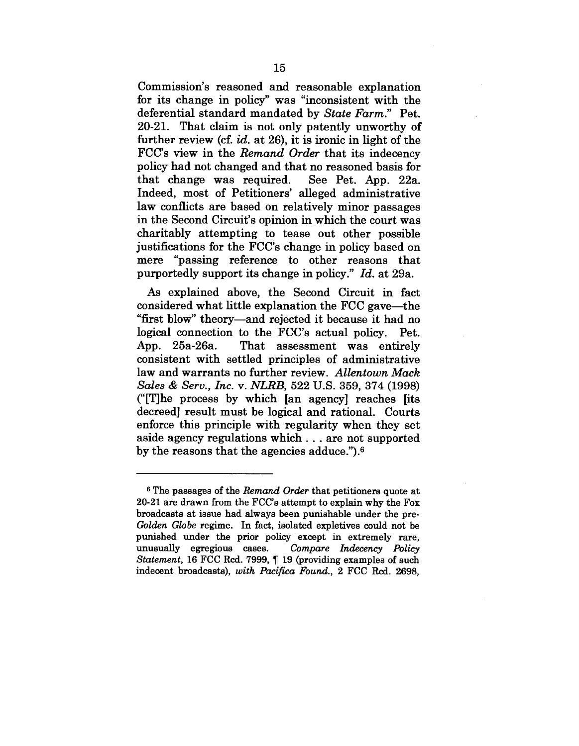Commission's reasoned and reasonable explanation for its change in policy" was "inconsistent with the deferential standard mandated by *State Farm*." Pet. 20-21. That claim is not only patently unworthy of further review (cf. *id.* at 26), it is ironic in light of the FCC's view in the *Remand Order* that its indecency policy had not changed and that no reasoned basis for that change was required. See Pet. App. 22a. Indeed, most of Petitioners' alleged administrative law conflicts are based on relatively minor passages in the Second Circuit's opinion in which the court was charitably attempting to tease out other possible justifications for the FCC's change in policy based on mere "passing reference to other reasons that purportedly support its change in policy." *Id.* at 29a.

As explained above, the Second Circuit in fact considered what little explanation the FCC gave—the "first blow" theory—and rejected it because it had no logical connection to the FCC's actual policy. Pet. App. 25a-26a. That assessment was entirely consistent with settled principles of administrative law and warrants no further review. *Allentown Mack Sales & Serv., Inc.* v. *NLRB*, 522 U.S. 359, 374 (1998) ("[T]he process by which [an agency] reaches [its decreed] result must be logical and rational. Courts enforce this principle with regularity when they set aside agency regulations which . . . are not supported by the reasons that the agencies adduce.").[6]

---

[6] The passages of the *Remand Order* that petitioners quote at 20-21 are drawn from the FCC's attempt to explain why the Fox broadcasts at issue had always been punishable under the pre-*Golden Globe* regime. In fact, isolated expletives could not be punished under the prior policy except in extremely rare, unusually egregious cases. *Compare Indecency Policy Statement*, 16 FCC Rcd. 7999, ¶ 19 (providing examples of such indecent broadcasts), *with Pacifica Found.*, 2 FCC Rcd. 2698,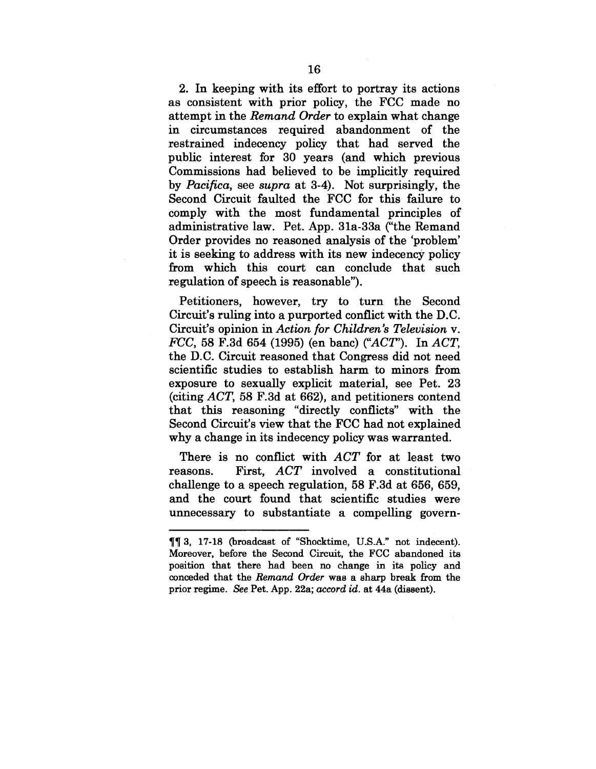2. In keeping with its effort to portray its actions as consistent with prior policy, the FCC made no attempt in the *Remand Order* to explain what change in circumstances required abandonment of the restrained indecency policy that had served the public interest for 30 years (and which previous Commissions had believed to be implicitly required by *Pacifica*, see *supra* at 3-4). Not surprisingly, the Second Circuit faulted the FCC for this failure to comply with the most fundamental principles of administrative law. Pet. App. 31a-33a ("the Remand Order provides no reasoned analysis of the 'problem' it is seeking to address with its new indecency policy from which this court can conclude that such regulation of speech is reasonable").

Petitioners, however, try to turn the Second Circuit's ruling into a purported conflict with the D.C. Circuit's opinion in *Action for Children's Television* v. *FCC*, 58 F.3d 654 (1995) (en banc) ("*ACT*"). In *ACT*, the D.C. Circuit reasoned that Congress did not need scientific studies to establish harm to minors from exposure to sexually explicit material, see Pet. 23 (citing *ACT*, 58 F.3d at 662), and petitioners contend that this reasoning "directly conflicts" with the Second Circuit's view that the FCC had not explained why a change in its indecency policy was warranted.

There is no conflict with *ACT* for at least two reasons. First, *ACT* involved a constitutional challenge to a speech regulation, 58 F.3d at 656, 659, and the court found that scientific studies were unnecessary to substantiate a compelling govern-

¶¶ 3, 17-18 (broadcast of "Shocktime, U.S.A." not indecent). Moreover, before the Second Circuit, the FCC abandoned its position that there had been no change in its policy and conceded that the *Remand Order* was a sharp break from the prior regime. *See* Pet. App. 22a; *accord id.* at 44a (dissent).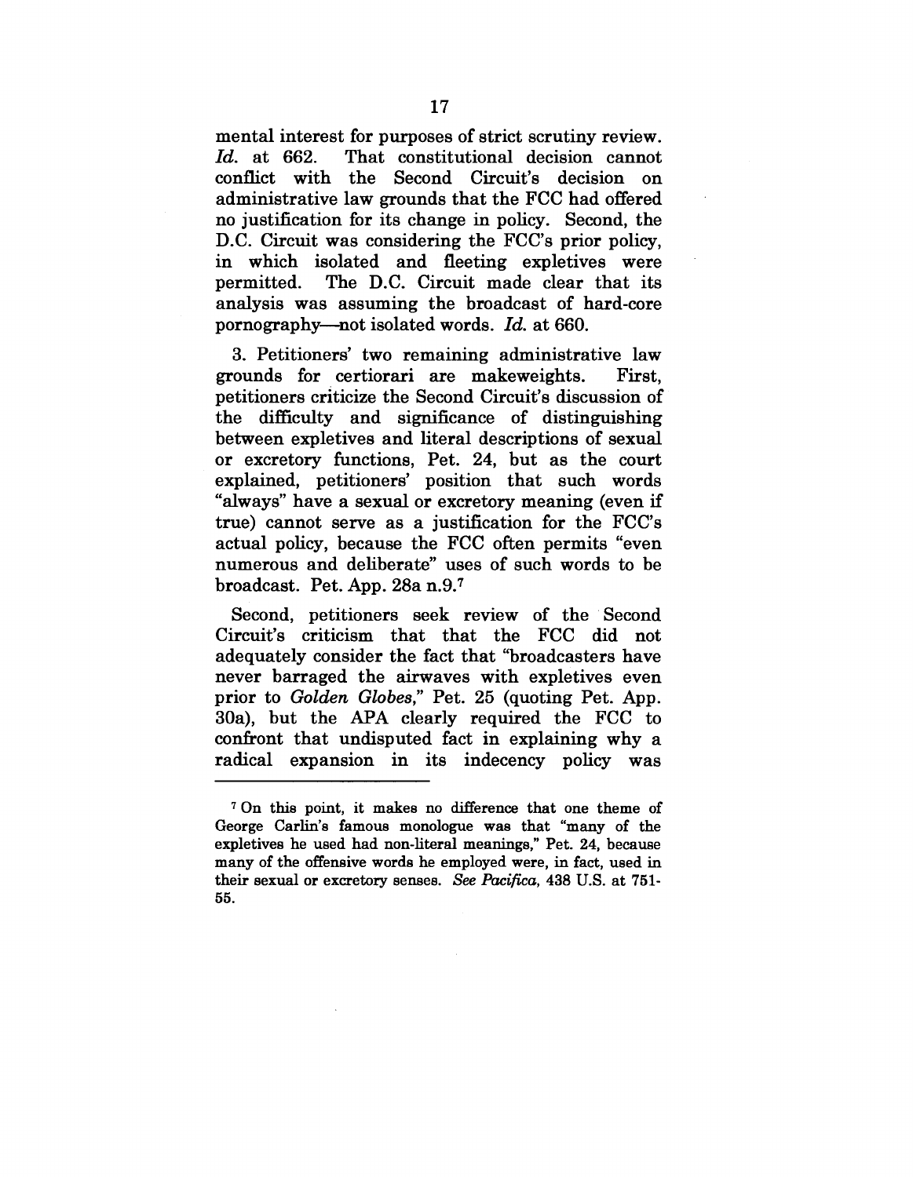mental interest for purposes of strict scrutiny review. *Id.* at 662. That constitutional decision cannot conflict with the Second Circuit's decision on administrative law grounds that the FCC had offered no justification for its change in policy. Second, the D.C. Circuit was considering the FCC's prior policy, in which isolated and fleeting expletives were permitted. The D.C. Circuit made clear that its analysis was assuming the broadcast of hard-core pornography—not isolated words. *Id.* at 660.

3. Petitioners' two remaining administrative law grounds for certiorari are makeweights. First, petitioners criticize the Second Circuit's discussion of the difficulty and significance of distinguishing between expletives and literal descriptions of sexual or excretory functions, Pet. 24, but as the court explained, petitioners' position that such words "always" have a sexual or excretory meaning (even if true) cannot serve as a justification for the FCC's actual policy, because the FCC often permits "even numerous and deliberate" uses of such words to be broadcast. Pet. App. 28a n.9.[7]

Second, petitioners seek review of the Second Circuit's criticism that that the FCC did not adequately consider the fact that "broadcasters have never barraged the airwaves with expletives even prior to *Golden Globes*," Pet. 25 (quoting Pet. App. 30a), but the APA clearly required the FCC to confront that undisputed fact in explaining why a radical expansion in its indecency policy was

---

[7] On this point, it makes no difference that one theme of George Carlin's famous monologue was that "many of the expletives he used had non-literal meanings," Pet. 24, because many of the offensive words he employed were, in fact, used in their sexual or excretory senses. *See Pacifica*, 438 U.S. at 751-55.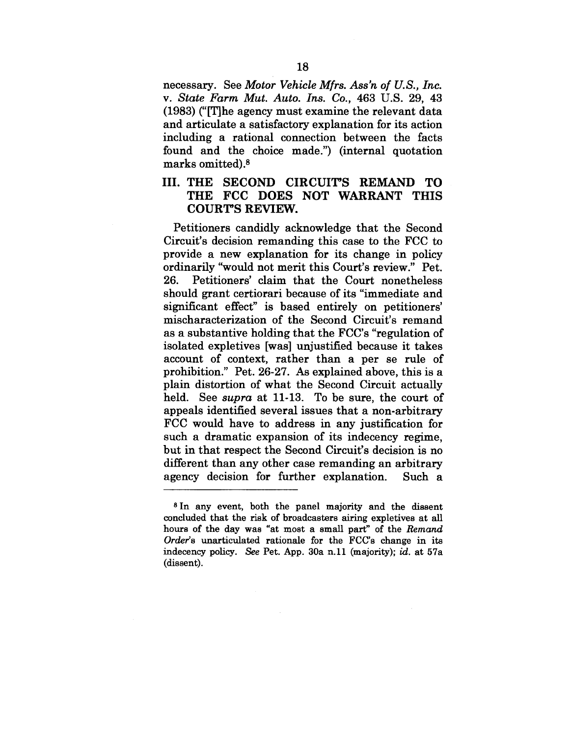necessary. See *Motor Vehicle Mfrs. Ass'n of U.S., Inc. v. State Farm Mut. Auto. Ins. Co.*, 463 U.S. 29, 43 (1983) ("[T]he agency must examine the relevant data and articulate a satisfactory explanation for its action including a rational connection between the facts found and the choice made.") (internal quotation marks omitted).[8]

## III. THE SECOND CIRCUIT'S REMAND TO THE FCC DOES NOT WARRANT THIS COURT'S REVIEW.

Petitioners candidly acknowledge that the Second Circuit's decision remanding this case to the FCC to provide a new explanation for its change in policy ordinarily "would not merit this Court's review." Pet. 26. Petitioners' claim that the Court nonetheless should grant certiorari because of its "immediate and significant effect" is based entirely on petitioners' mischaracterization of the Second Circuit's remand as a substantive holding that the FCC's "regulation of isolated expletives [was] unjustified because it takes account of context, rather than a per se rule of prohibition." Pet. 26-27. As explained above, this is a plain distortion of what the Second Circuit actually held. See *supra* at 11-13. To be sure, the court of appeals identified several issues that a non-arbitrary FCC would have to address in any justification for such a dramatic expansion of its indecency regime, but in that respect the Second Circuit's decision is no different than any other case remanding an arbitrary agency decision for further explanation. Such a

---

[8] In any event, both the panel majority and the dissent concluded that the risk of broadcasters airing expletives at all hours of the day was "at most a small part" of the *Remand Order*'s unarticulated rationale for the FCC's change in its indecency policy. *See* Pet. App. 30a n.11 (majority); *id.* at 57a (dissent).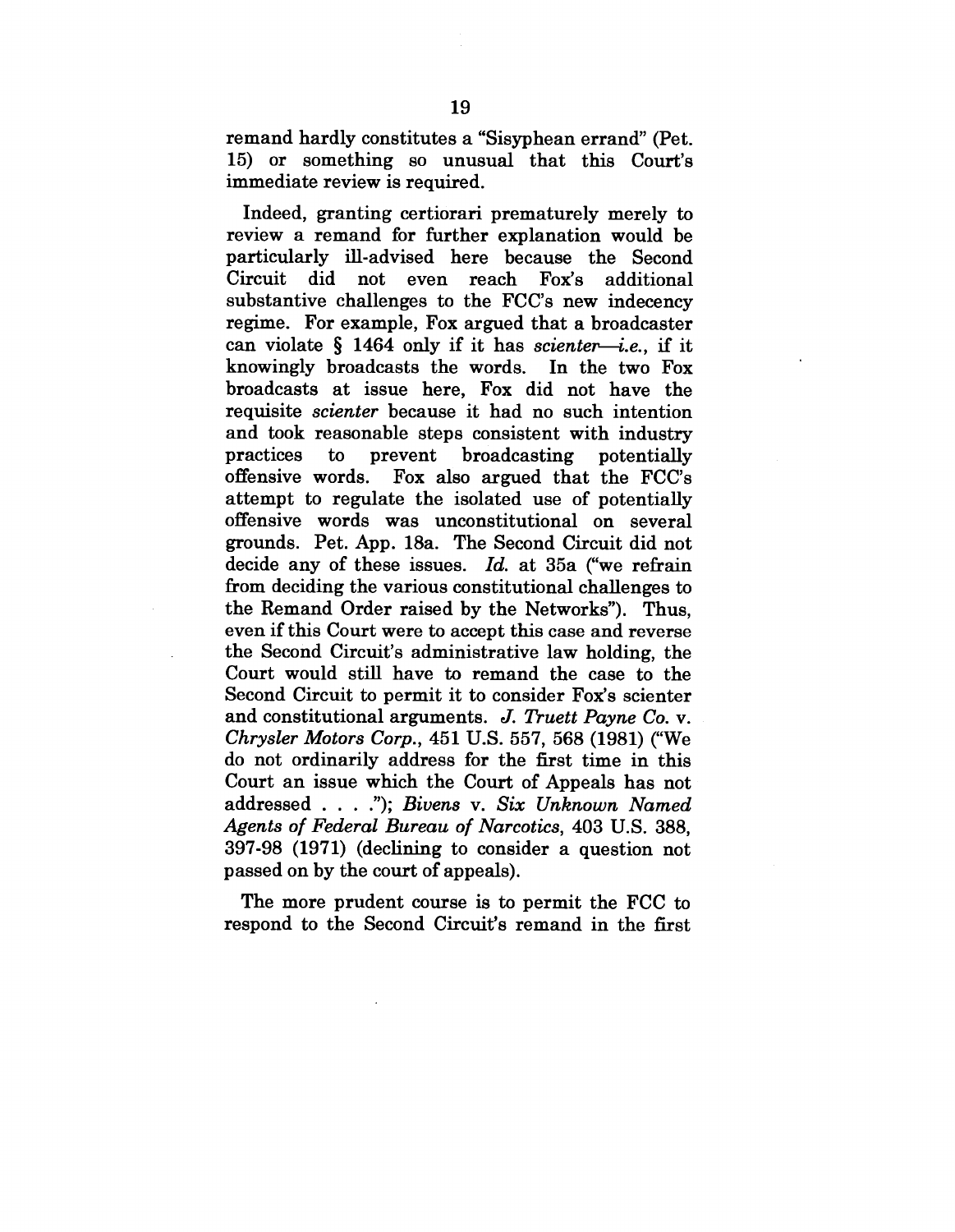remand hardly constitutes a "Sisyphean errand" (Pet. 15) or something so unusual that this Court's immediate review is required.

Indeed, granting certiorari prematurely merely to review a remand for further explanation would be particularly ill-advised here because the Second Circuit did not even reach Fox's additional substantive challenges to the FCC's new indecency regime. For example, Fox argued that a broadcaster can violate § 1464 only if it has *scienter—i.e.*, if it knowingly broadcasts the words. In the two Fox broadcasts at issue here, Fox did not have the requisite *scienter* because it had no such intention and took reasonable steps consistent with industry practices to prevent broadcasting potentially offensive words. Fox also argued that the FCC's attempt to regulate the isolated use of potentially offensive words was unconstitutional on several grounds. Pet. App. 18a. The Second Circuit did not decide any of these issues. *Id.* at 35a ("we refrain from deciding the various constitutional challenges to the Remand Order raised by the Networks"). Thus, even if this Court were to accept this case and reverse the Second Circuit's administrative law holding, the Court would still have to remand the case to the Second Circuit to permit it to consider Fox's scienter and constitutional arguments. *J. Truett Payne Co.* v. *Chrysler Motors Corp.*, 451 U.S. 557, 568 (1981) ("We do not ordinarily address for the first time in this Court an issue which the Court of Appeals has not addressed . . . ."); *Bivens* v. *Six Unknown Named Agents of Federal Bureau of Narcotics*, 403 U.S. 388, 397-98 (1971) (declining to consider a question not passed on by the court of appeals).

The more prudent course is to permit the FCC to respond to the Second Circuit's remand in the first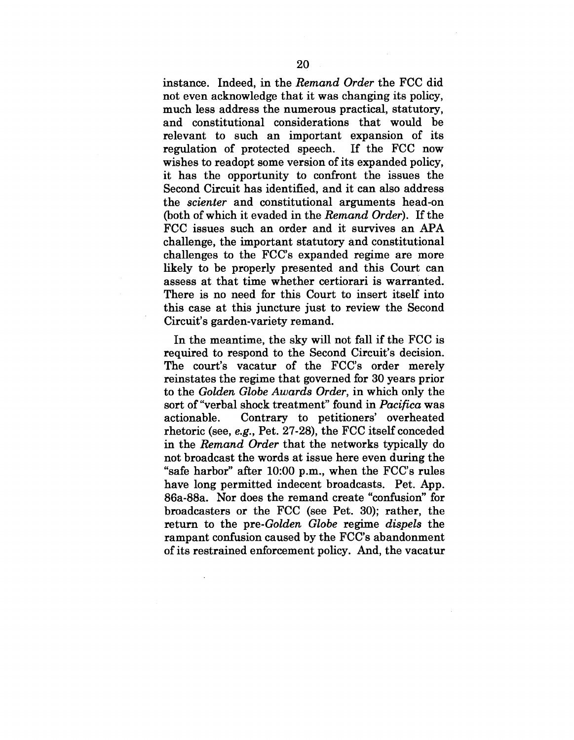instance. Indeed, in the *Remand Order* the FCC did not even acknowledge that it was changing its policy, much less address the numerous practical, statutory, and constitutional considerations that would be relevant to such an important expansion of its regulation of protected speech. If the FCC now wishes to readopt some version of its expanded policy, it has the opportunity to confront the issues the Second Circuit has identified, and it can also address the *scienter* and constitutional arguments head-on (both of which it evaded in the *Remand Order*). If the FCC issues such an order and it survives an APA challenge, the important statutory and constitutional challenges to the FCC's expanded regime are more likely to be properly presented and this Court can assess at that time whether certiorari is warranted. There is no need for this Court to insert itself into this case at this juncture just to review the Second Circuit's garden-variety remand.

In the meantime, the sky will not fall if the FCC is required to respond to the Second Circuit's decision. The court's vacatur of the FCC's order merely reinstates the regime that governed for 30 years prior to the *Golden Globe Awards Order*, in which only the sort of "verbal shock treatment" found in *Pacifica* was actionable. Contrary to petitioners' overheated rhetoric (see, *e.g.*, Pet. 27-28), the FCC itself conceded in the *Remand Order* that the networks typically do not broadcast the words at issue here even during the "safe harbor" after 10:00 p.m., when the FCC's rules have long permitted indecent broadcasts. Pet. App. 86a-88a. Nor does the remand create "confusion" for broadcasters or the FCC (see Pet. 30); rather, the return to the pre-*Golden Globe* regime *dispels* the rampant confusion caused by the FCC's abandonment of its restrained enforcement policy. And, the vacatur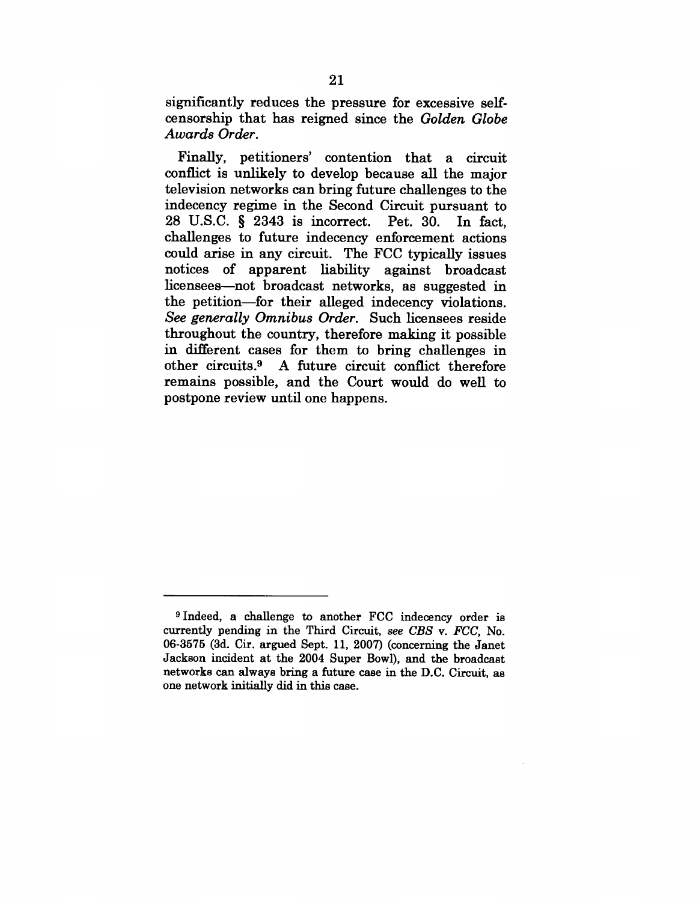significantly reduces the pressure for excessive self-censorship that has reigned since the *Golden Globe Awards Order*.

Finally, petitioners' contention that a circuit conflict is unlikely to develop because all the major television networks can bring future challenges to the indecency regime in the Second Circuit pursuant to 28 U.S.C. § 2343 is incorrect. Pet. 30. In fact, challenges to future indecency enforcement actions could arise in any circuit. The FCC typically issues notices of apparent liability against broadcast licensees—not broadcast networks, as suggested in the petition—for their alleged indecency violations. *See generally Omnibus Order*. Such licensees reside throughout the country, therefore making it possible in different cases for them to bring challenges in other circuits.[9] A future circuit conflict therefore remains possible, and the Court would do well to postpone review until one happens.

---

[9] Indeed, a challenge to another FCC indecency order is currently pending in the Third Circuit, *see CBS* v. *FCC*, No. 06-3575 (3d. Cir. argued Sept. 11, 2007) (concerning the Janet Jackson incident at the 2004 Super Bowl), and the broadcast networks can always bring a future case in the D.C. Circuit, as one network initially did in this case.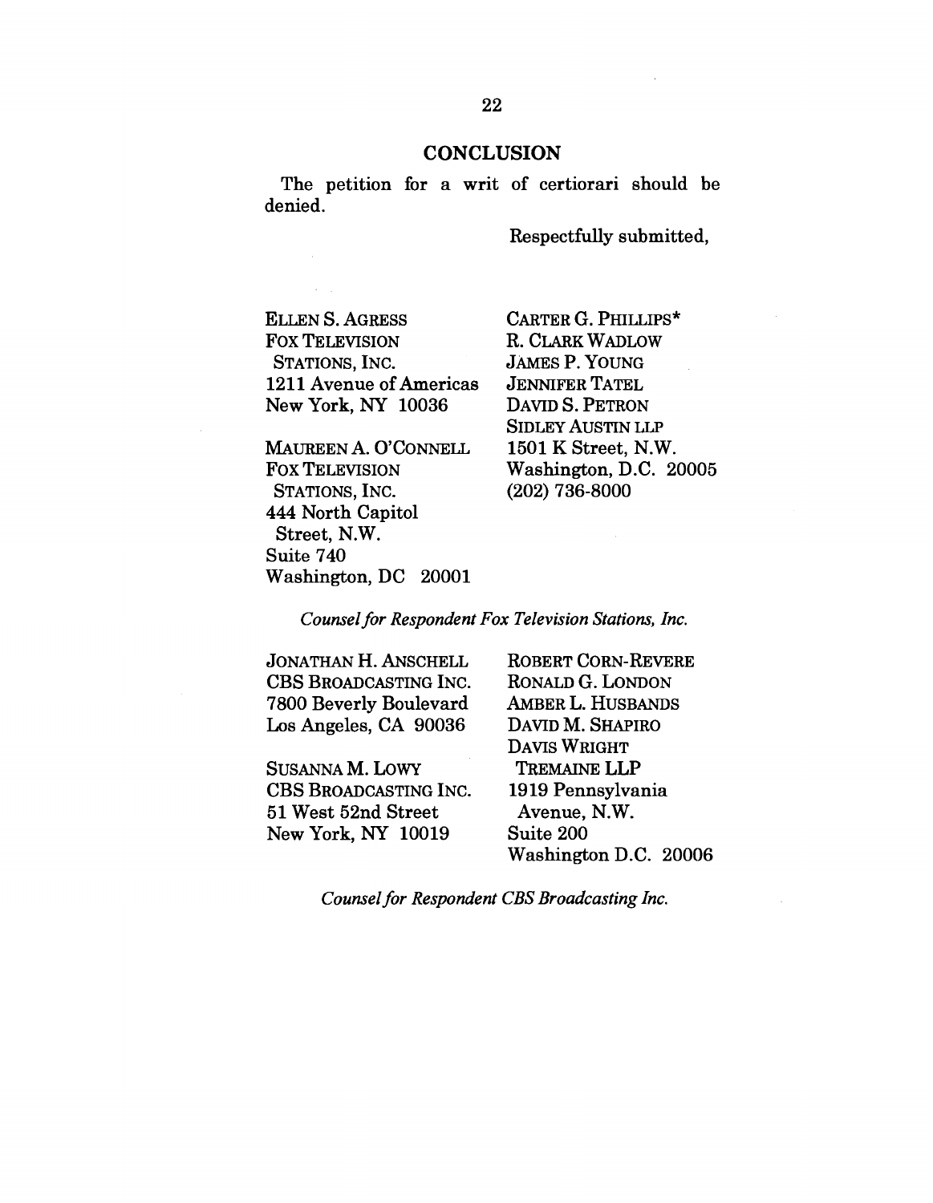## CONCLUSION

The petition for a writ of certiorari should be denied.

Respectfully submitted,

ELLEN S. AGRESS
FOX TELEVISION STATIONS, INC.
1211 Avenue of Americas
New York, NY 10036

MAUREEN A. O'CONNELL
FOX TELEVISION STATIONS, INC.
444 North Capitol Street, N.W.
Suite 740
Washington, DC 20001

CARTER G. PHILLIPS*
R. CLARK WADLOW
JAMES P. YOUNG
JENNIFER TATEL
DAVID S. PETRON
SIDLEY AUSTIN LLP
1501 K Street, N.W.
Washington, D.C. 20005
(202) 736-8000

*Counsel for Respondent Fox Television Stations, Inc.*

JONATHAN H. ANSCHELL
CBS BROADCASTING INC.
7800 Beverly Boulevard
Los Angeles, CA 90036

SUSANNA M. LOWY
CBS BROADCASTING INC.
51 West 52nd Street
New York, NY 10019

ROBERT CORN-REVERE
RONALD G. LONDON
AMBER L. HUSBANDS
DAVID M. SHAPIRO
DAVIS WRIGHT TREMAINE LLP
1919 Pennsylvania Avenue, N.W.
Suite 200
Washington D.C. 20006

*Counsel for Respondent CBS Broadcasting Inc.*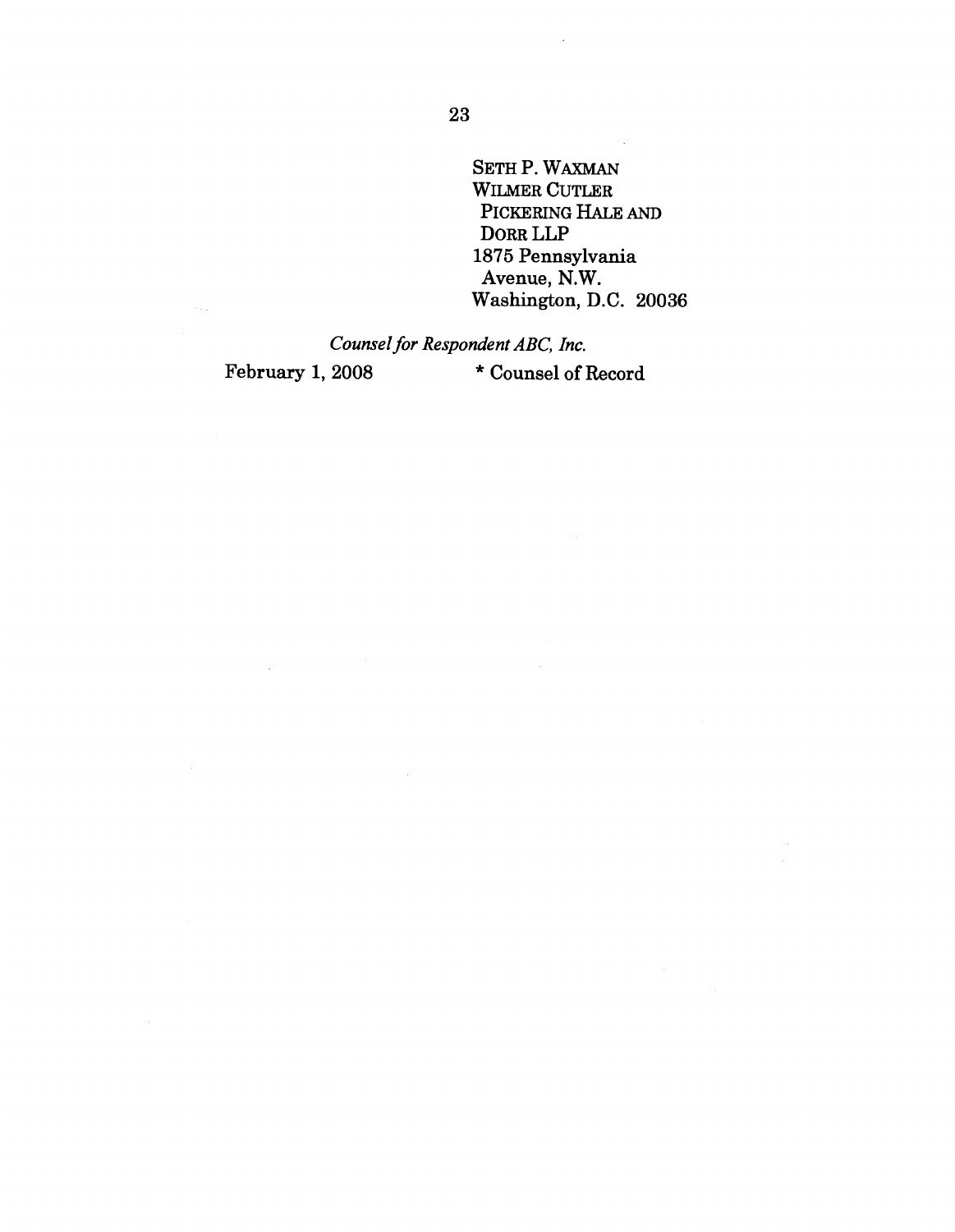SETH P. WAXMAN
WILMER CUTLER
PICKERING HALE AND
DORR LLP
1875 Pennsylvania
Avenue, N.W.
Washington, D.C. 20036

*Counsel for Respondent ABC, Inc.*

February 1, 2008 * Counsel of Record